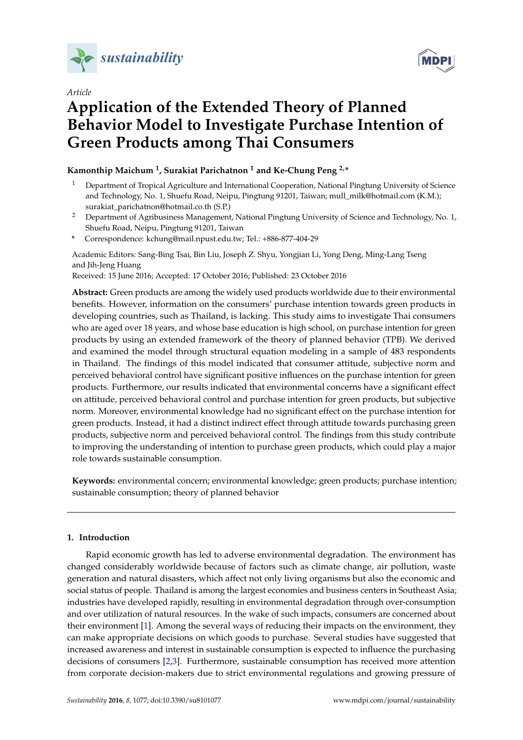*sustainability*

Article

# Application of the Extended Theory of Planned Behavior Model to Investigate Purchase Intention of Green Products among Thai Consumers

**Kamonthip Maichum [1], Surakiat Parichatnon [1] and Ke-Chung Peng [2,*]**

[1] Department of Tropical Agriculture and International Cooperation, National Pingtung University of Science and Technology, No. 1, Shuefu Road, Neipu, Pingtung 91201, Taiwan; mull_milk@hotmail.com (K.M.); surakiat_parichatnon@hotmail.co.th (S.P.)

[2] Department of Agribusiness Management, National Pingtung University of Science and Technology, No. 1, Shuefu Road, Neipu, Pingtung 91201, Taiwan

\* Correspondence: kchung@mail.npust.edu.tw; Tel.: +886-877-404-29

Academic Editors: Sang-Bing Tsai, Bin Liu, Joseph Z. Shyu, Yongjian Li, Yong Deng, Ming-Lang Tseng and Jih-Jeng Huang

Received: 15 June 2016; Accepted: 17 October 2016; Published: 23 October 2016

**Abstract:** Green products are among the widely used products worldwide due to their environmental benefits. However, information on the consumers' purchase intention towards green products in developing countries, such as Thailand, is lacking. This study aims to investigate Thai consumers who are aged over 18 years, and whose base education is high school, on purchase intention for green products by using an extended framework of the theory of planned behavior (TPB). We derived and examined the model through structural equation modeling in a sample of 483 respondents in Thailand. The findings of this model indicated that consumer attitude, subjective norm and perceived behavioral control have significant positive influences on the purchase intention for green products. Furthermore, our results indicated that environmental concerns have a significant effect on attitude, perceived behavioral control and purchase intention for green products, but subjective norm. Moreover, environmental knowledge had no significant effect on the purchase intention for green products. Instead, it had a distinct indirect effect through attitude towards purchasing green products, subjective norm and perceived behavioral control. The findings from this study contribute to improving the understanding of intention to purchase green products, which could play a major role towards sustainable consumption.

**Keywords:** environmental concern; environmental knowledge; green products; purchase intention; sustainable consumption; theory of planned behavior

## 1. Introduction

Rapid economic growth has led to adverse environmental degradation. The environment has changed considerably worldwide because of factors such as climate change, air pollution, waste generation and natural disasters, which affect not only living organisms but also the economic and social status of people. Thailand is among the largest economies and business centers in Southeast Asia; industries have developed rapidly, resulting in environmental degradation through over-consumption and over utilization of natural resources. In the wake of such impacts, consumers are concerned about their environment [1]. Among the several ways of reducing their impacts on the environment, they can make appropriate decisions on which goods to purchase. Several studies have suggested that increased awareness and interest in sustainable consumption is expected to influence the purchasing decisions of consumers [2,3]. Furthermore, sustainable consumption has received more attention from corporate decision-makers due to strict environmental regulations and growing pressure of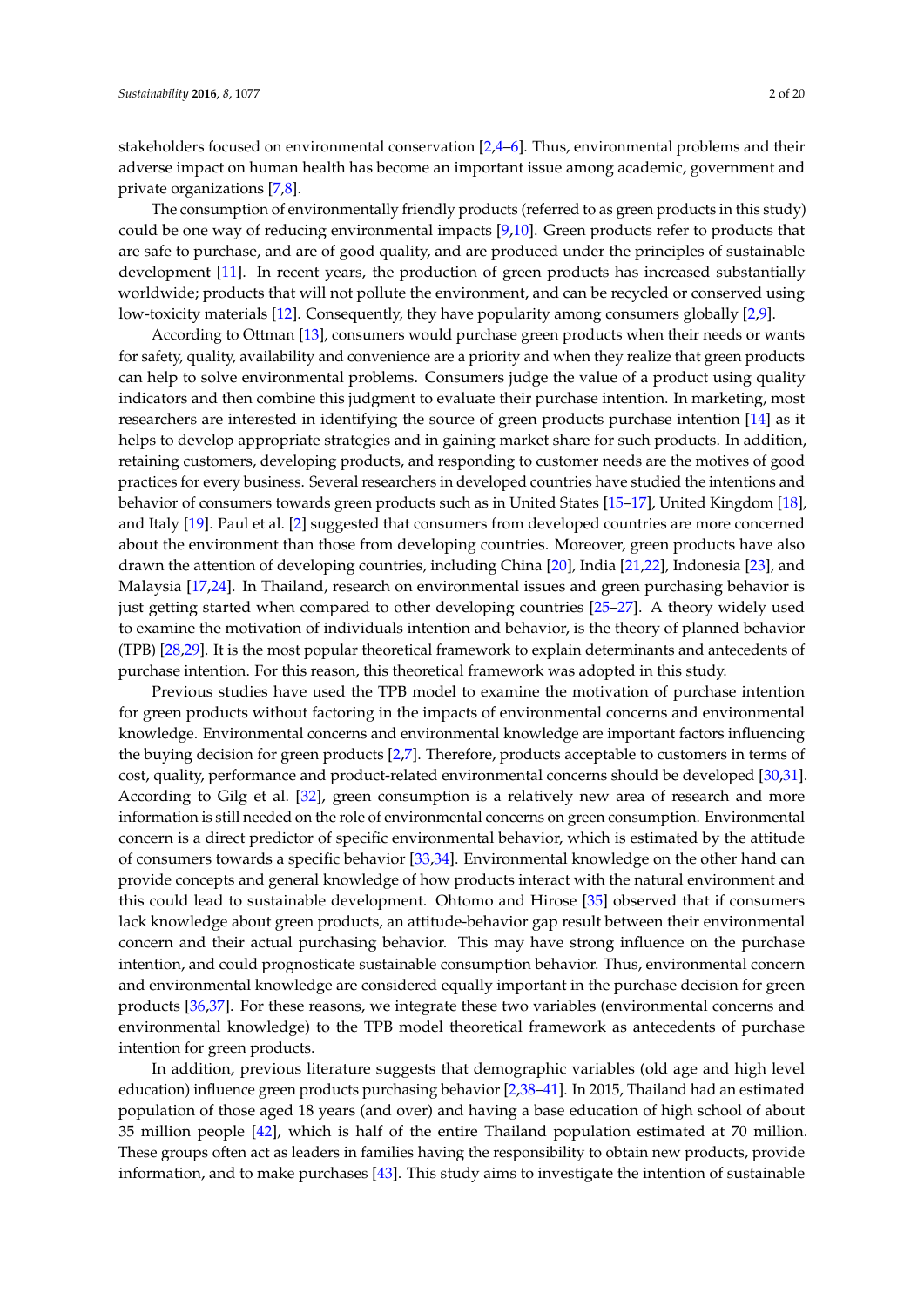stakeholders focused on environmental conservation [2,4–6]. Thus, environmental problems and their adverse impact on human health has become an important issue among academic, government and private organizations [7,8].

The consumption of environmentally friendly products (referred to as green products in this study) could be one way of reducing environmental impacts [9,10]. Green products refer to products that are safe to purchase, and are of good quality, and are produced under the principles of sustainable development [11]. In recent years, the production of green products has increased substantially worldwide; products that will not pollute the environment, and can be recycled or conserved using low-toxicity materials [12]. Consequently, they have popularity among consumers globally [2,9].

According to Ottman [13], consumers would purchase green products when their needs or wants for safety, quality, availability and convenience are a priority and when they realize that green products can help to solve environmental problems. Consumers judge the value of a product using quality indicators and then combine this judgment to evaluate their purchase intention. In marketing, most researchers are interested in identifying the source of green products purchase intention [14] as it helps to develop appropriate strategies and in gaining market share for such products. In addition, retaining customers, developing products, and responding to customer needs are the motives of good practices for every business. Several researchers in developed countries have studied the intentions and behavior of consumers towards green products such as in United States [15–17], United Kingdom [18], and Italy [19]. Paul et al. [2] suggested that consumers from developed countries are more concerned about the environment than those from developing countries. Moreover, green products have also drawn the attention of developing countries, including China [20], India [21,22], Indonesia [23], and Malaysia [17,24]. In Thailand, research on environmental issues and green purchasing behavior is just getting started when compared to other developing countries [25–27]. A theory widely used to examine the motivation of individuals intention and behavior, is the theory of planned behavior (TPB) [28,29]. It is the most popular theoretical framework to explain determinants and antecedents of purchase intention. For this reason, this theoretical framework was adopted in this study.

Previous studies have used the TPB model to examine the motivation of purchase intention for green products without factoring in the impacts of environmental concerns and environmental knowledge. Environmental concerns and environmental knowledge are important factors influencing the buying decision for green products [2,7]. Therefore, products acceptable to customers in terms of cost, quality, performance and product-related environmental concerns should be developed [30,31]. According to Gilg et al. [32], green consumption is a relatively new area of research and more information is still needed on the role of environmental concerns on green consumption. Environmental concern is a direct predictor of specific environmental behavior, which is estimated by the attitude of consumers towards a specific behavior [33,34]. Environmental knowledge on the other hand can provide concepts and general knowledge of how products interact with the natural environment and this could lead to sustainable development. Ohtomo and Hirose [35] observed that if consumers lack knowledge about green products, an attitude-behavior gap result between their environmental concern and their actual purchasing behavior. This may have strong influence on the purchase intention, and could prognosticate sustainable consumption behavior. Thus, environmental concern and environmental knowledge are considered equally important in the purchase decision for green products [36,37]. For these reasons, we integrate these two variables (environmental concerns and environmental knowledge) to the TPB model theoretical framework as antecedents of purchase intention for green products.

In addition, previous literature suggests that demographic variables (old age and high level education) influence green products purchasing behavior [2,38–41]. In 2015, Thailand had an estimated population of those aged 18 years (and over) and having a base education of high school of about 35 million people [42], which is half of the entire Thailand population estimated at 70 million. These groups often act as leaders in families having the responsibility to obtain new products, provide information, and to make purchases [43]. This study aims to investigate the intention of sustainable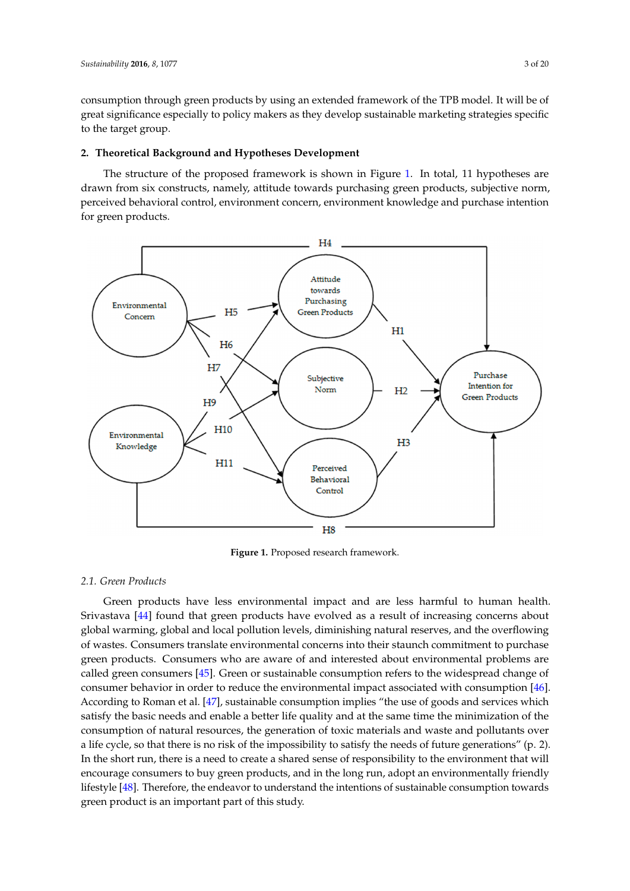consumption through green products by using an extended framework of the TPB model. It will be of great significance especially to policy makers as they develop sustainable marketing strategies specific to the target group.

## 2. Theoretical Background and Hypotheses Development

The structure of the proposed framework is shown in Figure 1. In total, 11 hypotheses are drawn from six constructs, namely, attitude towards purchasing green products, subjective norm, perceived behavioral control, environment concern, environment knowledge and purchase intention for green products.

H4

Environmental Concern

Attitude towards Purchasing Green Products

H5

H6

H7

H1

Subjective Norm

H2

Purchase Intention for Green Products

H9

H10

Environmental Knowledge

H11

H3

Perceived Behavioral Control

H8

**Figure 1.** Proposed research framework.

### 2.1. Green Products

Green products have less environmental impact and are less harmful to human health. Srivastava [44] found that green products have evolved as a result of increasing concerns about global warming, global and local pollution levels, diminishing natural reserves, and the overflowing of wastes. Consumers translate environmental concerns into their staunch commitment to purchase green products. Consumers who are aware of and interested about environmental problems are called green consumers [45]. Green or sustainable consumption refers to the widespread change of consumer behavior in order to reduce the environmental impact associated with consumption [46]. According to Roman et al. [47], sustainable consumption implies "the use of goods and services which satisfy the basic needs and enable a better life quality and at the same time the minimization of the consumption of natural resources, the generation of toxic materials and waste and pollutants over a life cycle, so that there is no risk of the impossibility to satisfy the needs of future generations" (p. 2). In the short run, there is a need to create a shared sense of responsibility to the environment that will encourage consumers to buy green products, and in the long run, adopt an environmentally friendly lifestyle [48]. Therefore, the endeavor to understand the intentions of sustainable consumption towards green product is an important part of this study.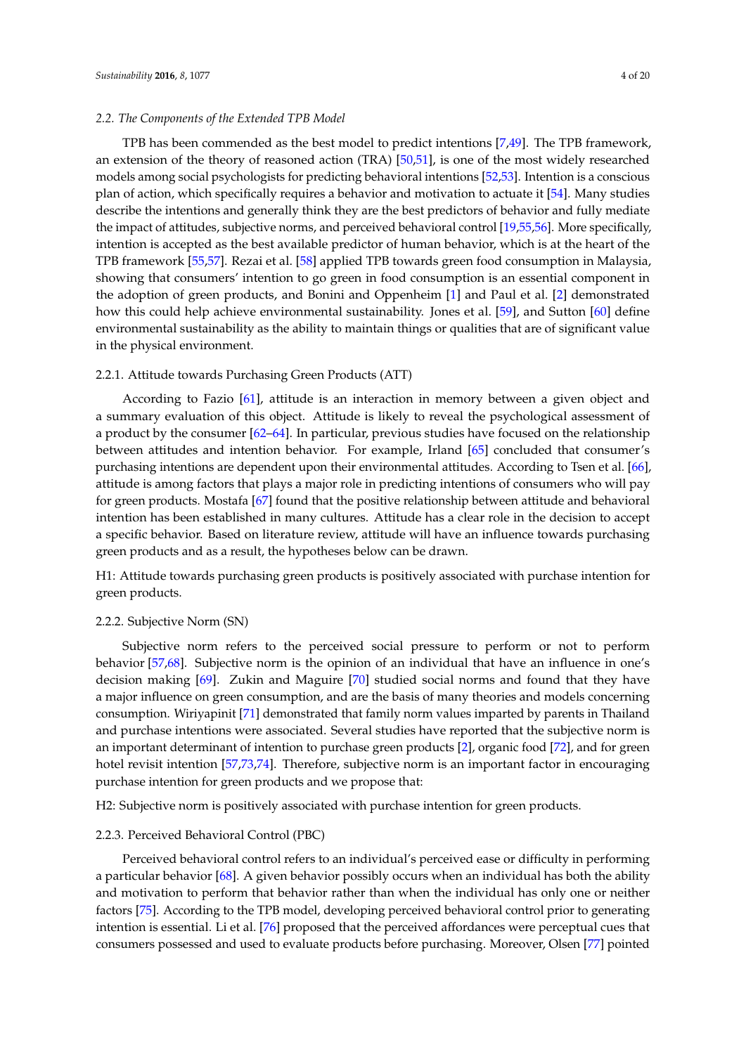### 2.2. The Components of the Extended TPB Model

TPB has been commended as the best model to predict intentions [7,49]. The TPB framework, an extension of the theory of reasoned action (TRA) [50,51], is one of the most widely researched models among social psychologists for predicting behavioral intentions [52,53]. Intention is a conscious plan of action, which specifically requires a behavior and motivation to actuate it [54]. Many studies describe the intentions and generally think they are the best predictors of behavior and fully mediate the impact of attitudes, subjective norms, and perceived behavioral control [19,55,56]. More specifically, intention is accepted as the best available predictor of human behavior, which is at the heart of the TPB framework [55,57]. Rezai et al. [58] applied TPB towards green food consumption in Malaysia, showing that consumers' intention to go green in food consumption is an essential component in the adoption of green products, and Bonini and Oppenheim [1] and Paul et al. [2] demonstrated how this could help achieve environmental sustainability. Jones et al. [59], and Sutton [60] define environmental sustainability as the ability to maintain things or qualities that are of significant value in the physical environment.

#### 2.2.1. Attitude towards Purchasing Green Products (ATT)

According to Fazio [61], attitude is an interaction in memory between a given object and a summary evaluation of this object. Attitude is likely to reveal the psychological assessment of a product by the consumer [62–64]. In particular, previous studies have focused on the relationship between attitudes and intention behavior. For example, Irland [65] concluded that consumer's purchasing intentions are dependent upon their environmental attitudes. According to Tsen et al. [66], attitude is among factors that plays a major role in predicting intentions of consumers who will pay for green products. Mostafa [67] found that the positive relationship between attitude and behavioral intention has been established in many cultures. Attitude has a clear role in the decision to accept a specific behavior. Based on literature review, attitude will have an influence towards purchasing green products and as a result, the hypotheses below can be drawn.

H1: Attitude towards purchasing green products is positively associated with purchase intention for green products.

#### 2.2.2. Subjective Norm (SN)

Subjective norm refers to the perceived social pressure to perform or not to perform behavior [57,68]. Subjective norm is the opinion of an individual that have an influence in one's decision making [69]. Zukin and Maguire [70] studied social norms and found that they have a major influence on green consumption, and are the basis of many theories and models concerning consumption. Wiriyapinit [71] demonstrated that family norm values imparted by parents in Thailand and purchase intentions were associated. Several studies have reported that the subjective norm is an important determinant of intention to purchase green products [2], organic food [72], and for green hotel revisit intention [57,73,74]. Therefore, subjective norm is an important factor in encouraging purchase intention for green products and we propose that:

H2: Subjective norm is positively associated with purchase intention for green products.

#### 2.2.3. Perceived Behavioral Control (PBC)

Perceived behavioral control refers to an individual's perceived ease or difficulty in performing a particular behavior [68]. A given behavior possibly occurs when an individual has both the ability and motivation to perform that behavior rather than when the individual has only one or neither factors [75]. According to the TPB model, developing perceived behavioral control prior to generating intention is essential. Li et al. [76] proposed that the perceived affordances were perceptual cues that consumers possessed and used to evaluate products before purchasing. Moreover, Olsen [77] pointed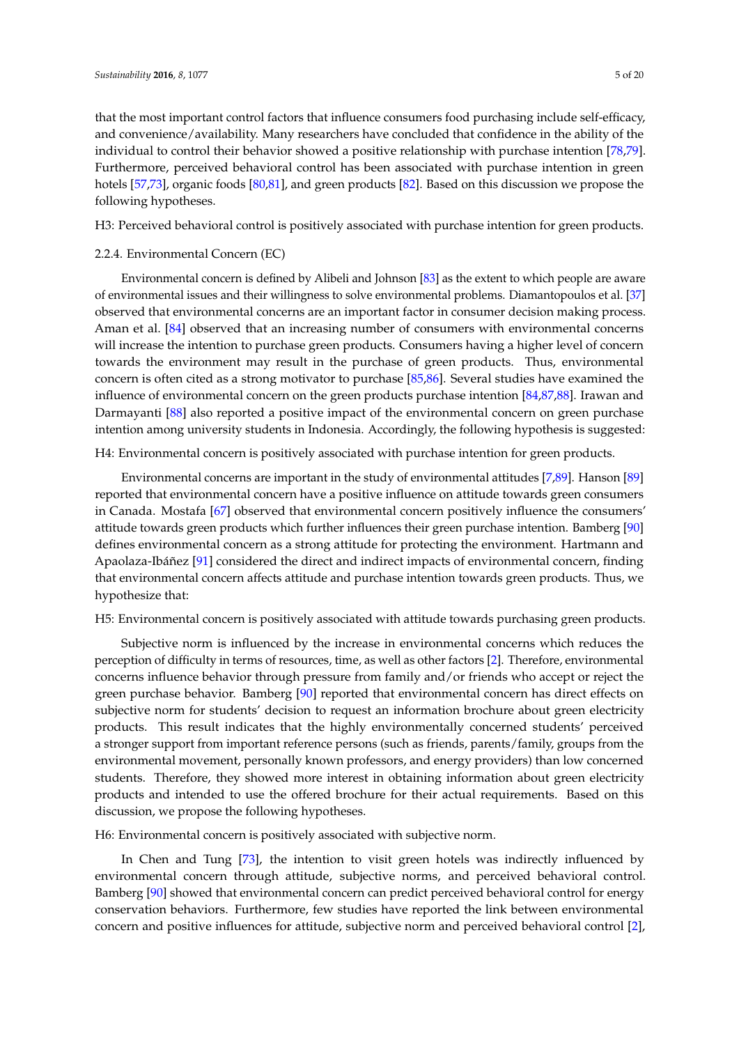that the most important control factors that influence consumers food purchasing include self-efficacy, and convenience/availability. Many researchers have concluded that confidence in the ability of the individual to control their behavior showed a positive relationship with purchase intention [78,79]. Furthermore, perceived behavioral control has been associated with purchase intention in green hotels [57,73], organic foods [80,81], and green products [82]. Based on this discussion we propose the following hypotheses.

H3: Perceived behavioral control is positively associated with purchase intention for green products.

#### 2.2.4. Environmental Concern (EC)

Environmental concern is defined by Alibeli and Johnson [83] as the extent to which people are aware of environmental issues and their willingness to solve environmental problems. Diamantopoulos et al. [37] observed that environmental concerns are an important factor in consumer decision making process. Aman et al. [84] observed that an increasing number of consumers with environmental concerns will increase the intention to purchase green products. Consumers having a higher level of concern towards the environment may result in the purchase of green products. Thus, environmental concern is often cited as a strong motivator to purchase [85,86]. Several studies have examined the influence of environmental concern on the green products purchase intention [84,87,88]. Irawan and Darmayanti [88] also reported a positive impact of the environmental concern on green purchase intention among university students in Indonesia. Accordingly, the following hypothesis is suggested:

H4: Environmental concern is positively associated with purchase intention for green products.

Environmental concerns are important in the study of environmental attitudes [7,89]. Hanson [89] reported that environmental concern have a positive influence on attitude towards green consumers in Canada. Mostafa [67] observed that environmental concern positively influence the consumers' attitude towards green products which further influences their green purchase intention. Bamberg [90] defines environmental concern as a strong attitude for protecting the environment. Hartmann and Apaolaza-Ibáñez [91] considered the direct and indirect impacts of environmental concern, finding that environmental concern affects attitude and purchase intention towards green products. Thus, we hypothesize that:

H5: Environmental concern is positively associated with attitude towards purchasing green products.

Subjective norm is influenced by the increase in environmental concerns which reduces the perception of difficulty in terms of resources, time, as well as other factors [2]. Therefore, environmental concerns influence behavior through pressure from family and/or friends who accept or reject the green purchase behavior. Bamberg [90] reported that environmental concern has direct effects on subjective norm for students' decision to request an information brochure about green electricity products. This result indicates that the highly environmentally concerned students' perceived a stronger support from important reference persons (such as friends, parents/family, groups from the environmental movement, personally known professors, and energy providers) than low concerned students. Therefore, they showed more interest in obtaining information about green electricity products and intended to use the offered brochure for their actual requirements. Based on this discussion, we propose the following hypotheses.

H6: Environmental concern is positively associated with subjective norm.

In Chen and Tung [73], the intention to visit green hotels was indirectly influenced by environmental concern through attitude, subjective norms, and perceived behavioral control. Bamberg [90] showed that environmental concern can predict perceived behavioral control for energy conservation behaviors. Furthermore, few studies have reported the link between environmental concern and positive influences for attitude, subjective norm and perceived behavioral control [2],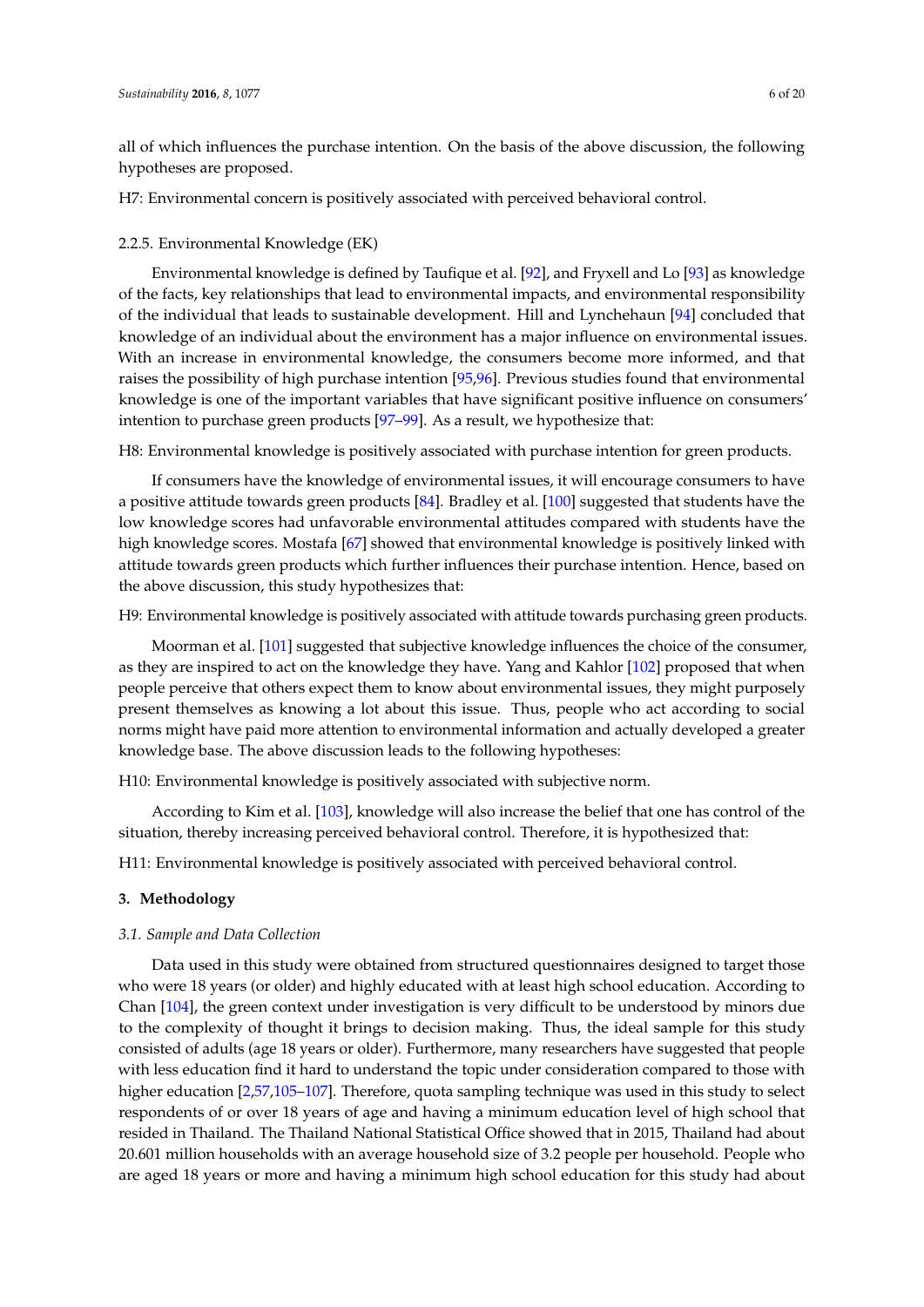all of which influences the purchase intention. On the basis of the above discussion, the following hypotheses are proposed.

H7: Environmental concern is positively associated with perceived behavioral control.

#### 2.2.5. Environmental Knowledge (EK)

Environmental knowledge is defined by Taufique et al. [92], and Fryxell and Lo [93] as knowledge of the facts, key relationships that lead to environmental impacts, and environmental responsibility of the individual that leads to sustainable development. Hill and Lynchehaun [94] concluded that knowledge of an individual about the environment has a major influence on environmental issues. With an increase in environmental knowledge, the consumers become more informed, and that raises the possibility of high purchase intention [95,96]. Previous studies found that environmental knowledge is one of the important variables that have significant positive influence on consumers' intention to purchase green products [97–99]. As a result, we hypothesize that:

H8: Environmental knowledge is positively associated with purchase intention for green products.

If consumers have the knowledge of environmental issues, it will encourage consumers to have a positive attitude towards green products [84]. Bradley et al. [100] suggested that students have the low knowledge scores had unfavorable environmental attitudes compared with students have the high knowledge scores. Mostafa [67] showed that environmental knowledge is positively linked with attitude towards green products which further influences their purchase intention. Hence, based on the above discussion, this study hypothesizes that:

H9: Environmental knowledge is positively associated with attitude towards purchasing green products.

Moorman et al. [101] suggested that subjective knowledge influences the choice of the consumer, as they are inspired to act on the knowledge they have. Yang and Kahlor [102] proposed that when people perceive that others expect them to know about environmental issues, they might purposely present themselves as knowing a lot about this issue. Thus, people who act according to social norms might have paid more attention to environmental information and actually developed a greater knowledge base. The above discussion leads to the following hypotheses:

H10: Environmental knowledge is positively associated with subjective norm.

According to Kim et al. [103], knowledge will also increase the belief that one has control of the situation, thereby increasing perceived behavioral control. Therefore, it is hypothesized that:

H11: Environmental knowledge is positively associated with perceived behavioral control.

## 3. Methodology

### *3.1. Sample and Data Collection*

Data used in this study were obtained from structured questionnaires designed to target those who were 18 years (or older) and highly educated with at least high school education. According to Chan [104], the green context under investigation is very difficult to be understood by minors due to the complexity of thought it brings to decision making. Thus, the ideal sample for this study consisted of adults (age 18 years or older). Furthermore, many researchers have suggested that people with less education find it hard to understand the topic under consideration compared to those with higher education [2,57,105–107]. Therefore, quota sampling technique was used in this study to select respondents of or over 18 years of age and having a minimum education level of high school that resided in Thailand. The Thailand National Statistical Office showed that in 2015, Thailand had about 20.601 million households with an average household size of 3.2 people per household. People who are aged 18 years or more and having a minimum high school education for this study had about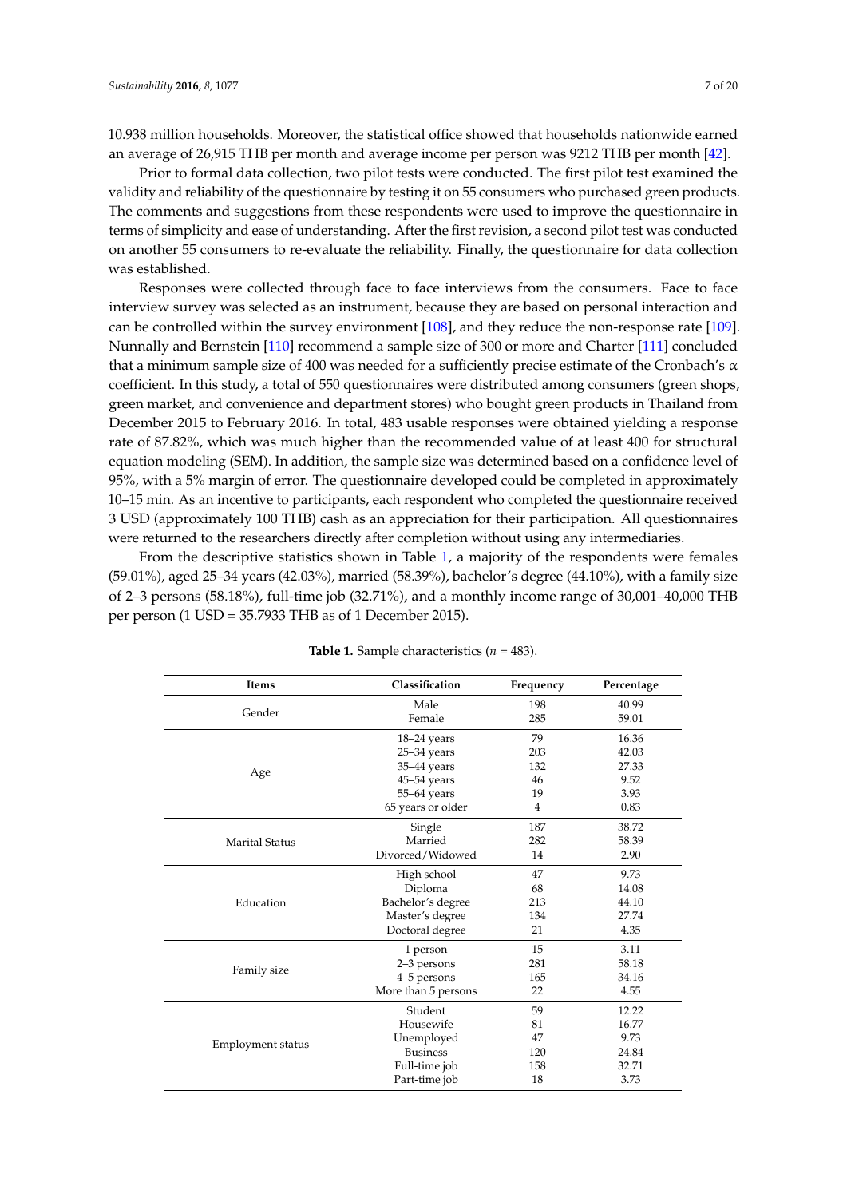10.938 million households. Moreover, the statistical office showed that households nationwide earned an average of 26,915 THB per month and average income per person was 9212 THB per month [42].

Prior to formal data collection, two pilot tests were conducted. The first pilot test examined the validity and reliability of the questionnaire by testing it on 55 consumers who purchased green products. The comments and suggestions from these respondents were used to improve the questionnaire in terms of simplicity and ease of understanding. After the first revision, a second pilot test was conducted on another 55 consumers to re-evaluate the reliability. Finally, the questionnaire for data collection was established.

Responses were collected through face to face interviews from the consumers. Face to face interview survey was selected as an instrument, because they are based on personal interaction and can be controlled within the survey environment [108], and they reduce the non-response rate [109]. Nunnally and Bernstein [110] recommend a sample size of 300 or more and Charter [111] concluded that a minimum sample size of 400 was needed for a sufficiently precise estimate of the Cronbach's $\alpha$ coefficient. In this study, a total of 550 questionnaires were distributed among consumers (green shops, green market, and convenience and department stores) who bought green products in Thailand from December 2015 to February 2016. In total, 483 usable responses were obtained yielding a response rate of 87.82%, which was much higher than the recommended value of at least 400 for structural equation modeling (SEM). In addition, the sample size was determined based on a confidence level of 95%, with a 5% margin of error. The questionnaire developed could be completed in approximately 10–15 min. As an incentive to participants, each respondent who completed the questionnaire received 3 USD (approximately 100 THB) cash as an appreciation for their participation. All questionnaires were returned to the researchers directly after completion without using any intermediaries.

From the descriptive statistics shown in Table 1, a majority of the respondents were females (59.01%), aged 25–34 years (42.03%), married (58.39%), bachelor's degree (44.10%), with a family size of 2–3 persons (58.18%), full-time job (32.71%), and a monthly income range of 30,001–40,000 THB per person (1 USD = 35.7933 THB as of 1 December 2015).

**Table 1.** Sample characteristics ($n$ = 483).

| Items | Classification | Frequency | Percentage |
|---|---|---|---|
| Gender | Male | 198 | 40.99 |
| | Female | 285 | 59.01 |
| Age | 18–24 years | 79 | 16.36 |
| | 25–34 years | 203 | 42.03 |
| | 35–44 years | 132 | 27.33 |
| | 45–54 years | 46 | 9.52 |
| | 55–64 years | 19 | 3.93 |
| | 65 years or older | 4 | 0.83 |
| Marital Status | Single | 187 | 38.72 |
| | Married | 282 | 58.39 |
| | Divorced/Widowed | 14 | 2.90 |
| Education | High school | 47 | 9.73 |
| | Diploma | 68 | 14.08 |
| | Bachelor's degree | 213 | 44.10 |
| | Master's degree | 134 | 27.74 |
| | Doctoral degree | 21 | 4.35 |
| Family size | 1 person | 15 | 3.11 |
| | 2–3 persons | 281 | 58.18 |
| | 4–5 persons | 165 | 34.16 |
| | More than 5 persons | 22 | 4.55 |
| Employment status | Student | 59 | 12.22 |
| | Housewife | 81 | 16.77 |
| | Unemployed | 47 | 9.73 |
| | Business | 120 | 24.84 |
| | Full-time job | 158 | 32.71 |
| | Part-time job | 18 | 3.73 |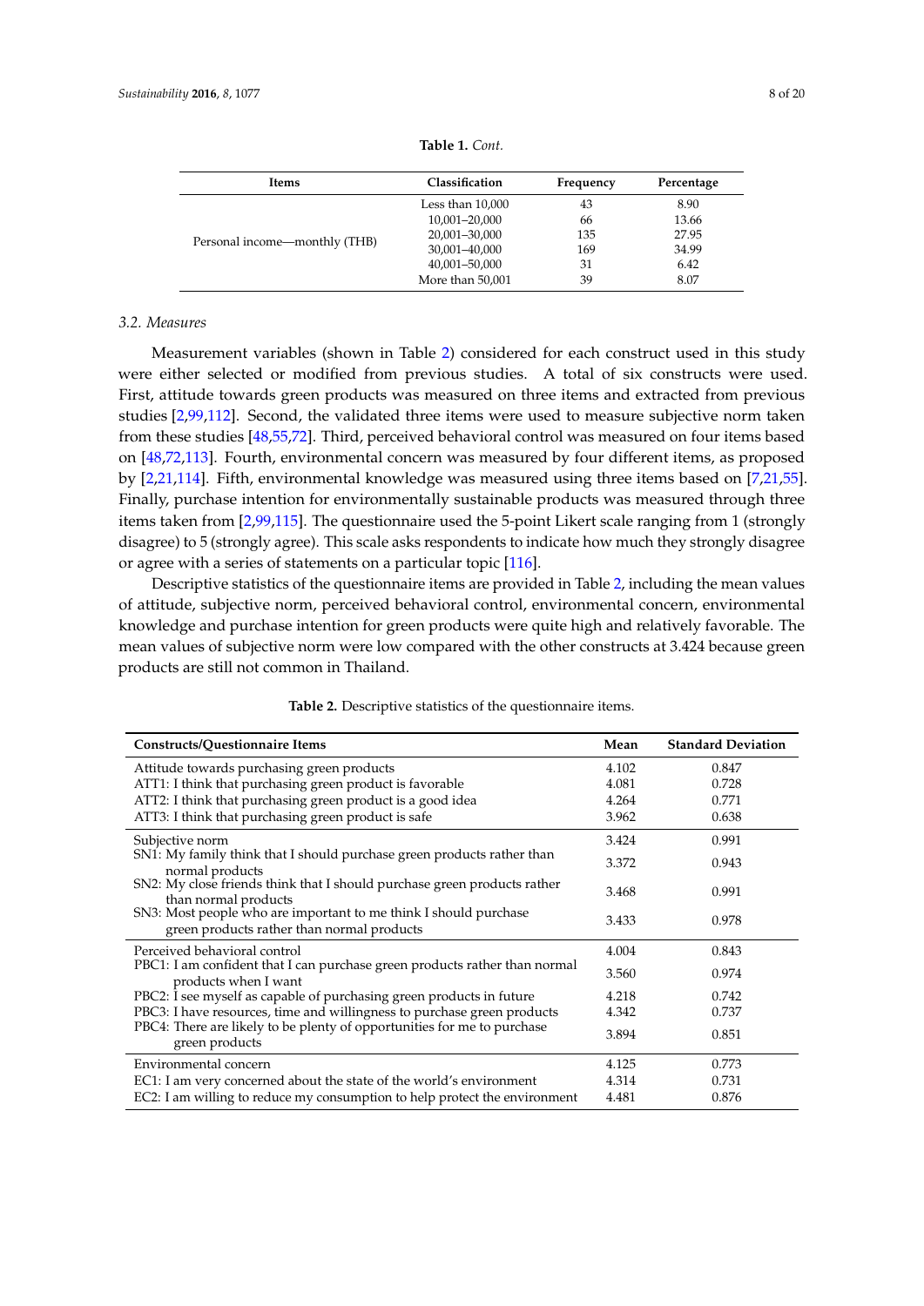**Table 1.** *Cont.*

| Items | Classification | Frequency | Percentage |
|---|---|---|---|
| Personal income—monthly (THB) | Less than 10,000 | 43 | 8.90 |
| | 10,001–20,000 | 66 | 13.66 |
| | 20,001–30,000 | 135 | 27.95 |
| | 30,001–40,000 | 169 | 34.99 |
| | 40,001–50,000 | 31 | 6.42 |
| | More than 50,001 | 39 | 8.07 |

### 3.2. Measures

Measurement variables (shown in Table 2) considered for each construct used in this study were either selected or modified from previous studies. A total of six constructs were used. First, attitude towards green products was measured on three items and extracted from previous studies [2,99,112]. Second, the validated three items were used to measure subjective norm taken from these studies [48,55,72]. Third, perceived behavioral control was measured on four items based on [48,72,113]. Fourth, environmental concern was measured by four different items, as proposed by [2,21,114]. Fifth, environmental knowledge was measured using three items based on [7,21,55]. Finally, purchase intention for environmentally sustainable products was measured through three items taken from [2,99,115]. The questionnaire used the 5-point Likert scale ranging from 1 (strongly disagree) to 5 (strongly agree). This scale asks respondents to indicate how much they strongly disagree or agree with a series of statements on a particular topic [116].

Descriptive statistics of the questionnaire items are provided in Table 2, including the mean values of attitude, subjective norm, perceived behavioral control, environmental concern, environmental knowledge and purchase intention for green products were quite high and relatively favorable. The mean values of subjective norm were low compared with the other constructs at 3.424 because green products are still not common in Thailand.

**Table 2.** Descriptive statistics of the questionnaire items.

| Constructs/Questionnaire Items | Mean | Standard Deviation |
|---|---|---|
| Attitude towards purchasing green products | 4.102 | 0.847 |
| ATT1: I think that purchasing green product is favorable | 4.081 | 0.728 |
| ATT2: I think that purchasing green product is a good idea | 4.264 | 0.771 |
| ATT3: I think that purchasing green product is safe | 3.962 | 0.638 |
| Subjective norm | 3.424 | 0.991 |
| SN1: My family think that I should purchase green products rather than normal products | 3.372 | 0.943 |
| SN2: My close friends think that I should purchase green products rather than normal products | 3.468 | 0.991 |
| SN3: Most people who are important to me think I should purchase green products rather than normal products | 3.433 | 0.978 |
| Perceived behavioral control | 4.004 | 0.843 |
| PBC1: I am confident that I can purchase green products rather than normal products when I want | 3.560 | 0.974 |
| PBC2: I see myself as capable of purchasing green products in future | 4.218 | 0.742 |
| PBC3: I have resources, time and willingness to purchase green products | 4.342 | 0.737 |
| PBC4: There are likely to be plenty of opportunities for me to purchase green products | 3.894 | 0.851 |
| Environmental concern | 4.125 | 0.773 |
| EC1: I am very concerned about the state of the world's environment | 4.314 | 0.731 |
| EC2: I am willing to reduce my consumption to help protect the environment | 4.481 | 0.876 |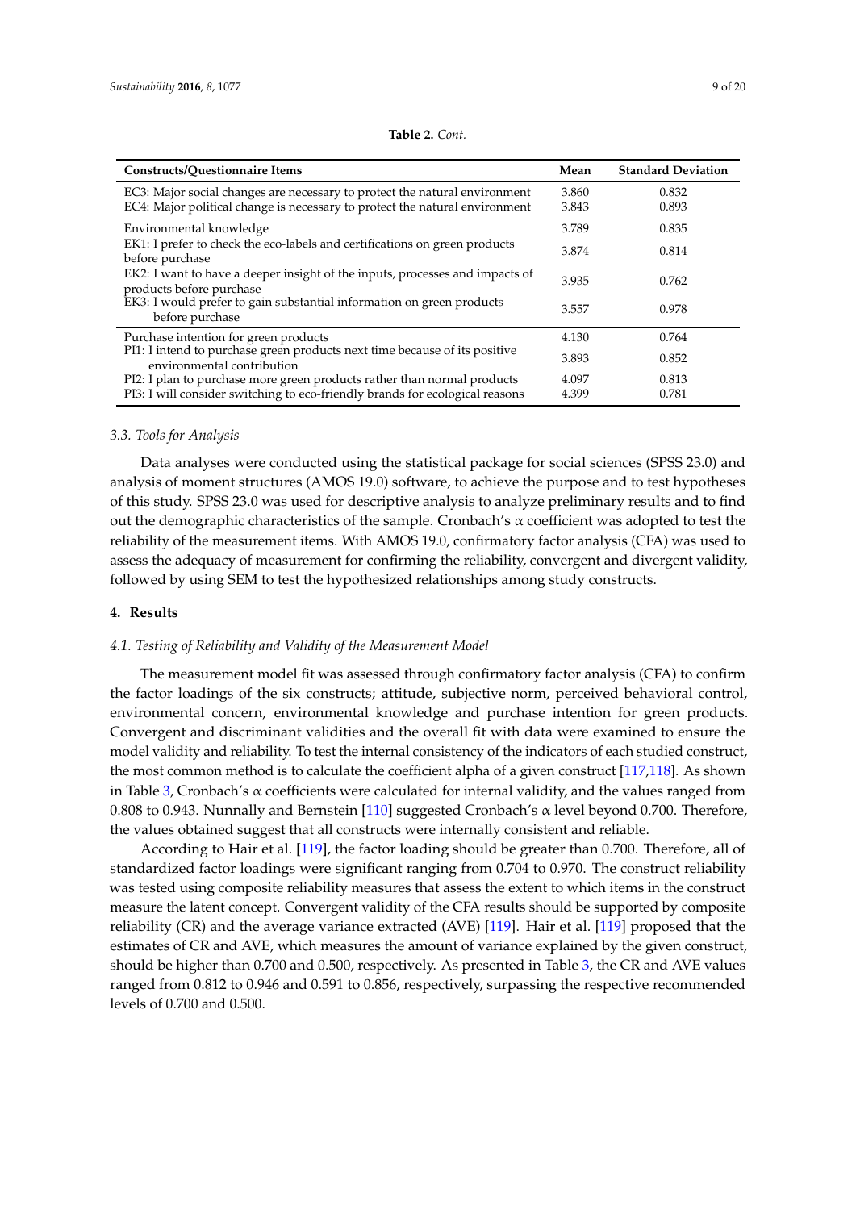**Table 2.** *Cont.*

| Constructs/Questionnaire Items | Mean | Standard Deviation |
|---|---|---|
| EC3: Major social changes are necessary to protect the natural environment | 3.860 | 0.832 |
| EC4: Major political change is necessary to protect the natural environment | 3.843 | 0.893 |
| Environmental knowledge | 3.789 | 0.835 |
| EK1: I prefer to check the eco-labels and certifications on green products before purchase | 3.874 | 0.814 |
| EK2: I want to have a deeper insight of the inputs, processes and impacts of products before purchase | 3.935 | 0.762 |
| EK3: I would prefer to gain substantial information on green products before purchase | 3.557 | 0.978 |
| Purchase intention for green products | 4.130 | 0.764 |
| PI1: I intend to purchase green products next time because of its positive environmental contribution | 3.893 | 0.852 |
| PI2: I plan to purchase more green products rather than normal products | 4.097 | 0.813 |
| PI3: I will consider switching to eco-friendly brands for ecological reasons | 4.399 | 0.781 |

### 3.3. Tools for Analysis

Data analyses were conducted using the statistical package for social sciences (SPSS 23.0) and analysis of moment structures (AMOS 19.0) software, to achieve the purpose and to test hypotheses of this study. SPSS 23.0 was used for descriptive analysis to analyze preliminary results and to find out the demographic characteristics of the sample. Cronbach's $\alpha$ coefficient was adopted to test the reliability of the measurement items. With AMOS 19.0, confirmatory factor analysis (CFA) was used to assess the adequacy of measurement for confirming the reliability, convergent and divergent validity, followed by using SEM to test the hypothesized relationships among study constructs.

## 4. Results

### 4.1. Testing of Reliability and Validity of the Measurement Model

The measurement model fit was assessed through confirmatory factor analysis (CFA) to confirm the factor loadings of the six constructs; attitude, subjective norm, perceived behavioral control, environmental concern, environmental knowledge and purchase intention for green products. Convergent and discriminant validities and the overall fit with data were examined to ensure the model validity and reliability. To test the internal consistency of the indicators of each studied construct, the most common method is to calculate the coefficient alpha of a given construct [117,118]. As shown in Table 3, Cronbach's $\alpha$ coefficients were calculated for internal validity, and the values ranged from 0.808 to 0.943. Nunnally and Bernstein [110] suggested Cronbach's $\alpha$ level beyond 0.700. Therefore, the values obtained suggest that all constructs were internally consistent and reliable.

According to Hair et al. [119], the factor loading should be greater than 0.700. Therefore, all of standardized factor loadings were significant ranging from 0.704 to 0.970. The construct reliability was tested using composite reliability measures that assess the extent to which items in the construct measure the latent concept. Convergent validity of the CFA results should be supported by composite reliability (CR) and the average variance extracted (AVE) [119]. Hair et al. [119] proposed that the estimates of CR and AVE, which measures the amount of variance explained by the given construct, should be higher than 0.700 and 0.500, respectively. As presented in Table 3, the CR and AVE values ranged from 0.812 to 0.946 and 0.591 to 0.856, respectively, surpassing the respective recommended levels of 0.700 and 0.500.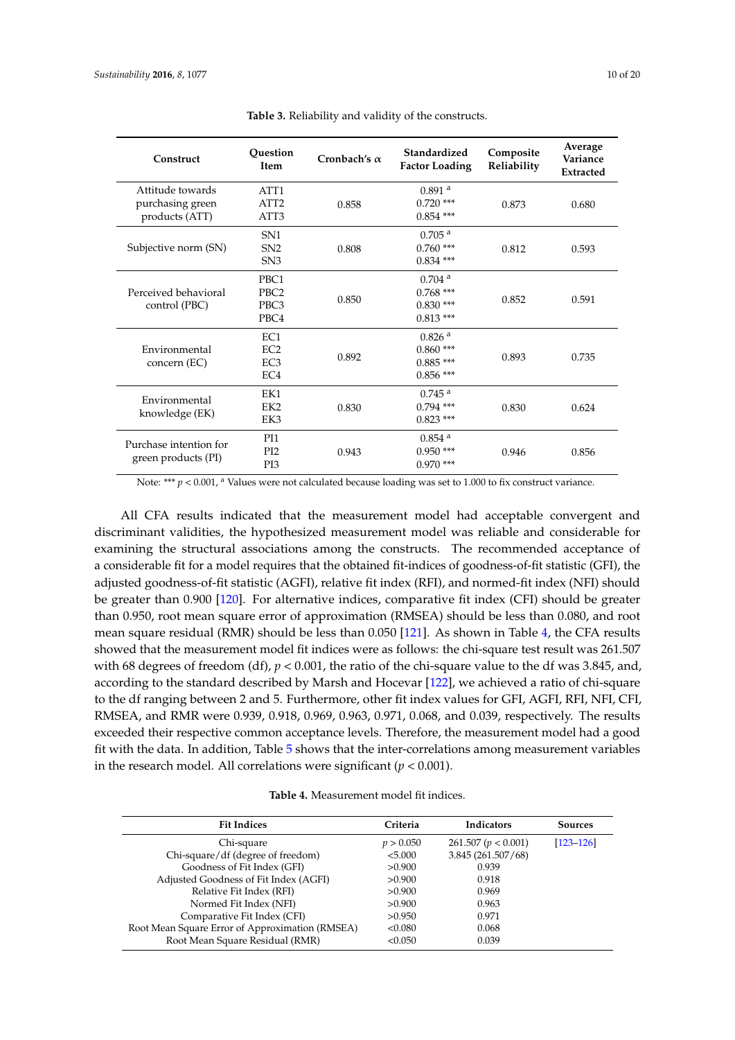**Table 3.** Reliability and validity of the constructs.

| Construct | Question Item | Cronbach's α | Standardized Factor Loading | Composite Reliability | Average Variance Extracted |
|---|---|---|---|---|---|
| Attitude towards purchasing green products (ATT) | ATT1<br>ATT2<br>ATT3 | 0.858 | 0.891 [a]<br>0.720 ***<br>0.854 *** | 0.873 | 0.680 |
| Subjective norm (SN) | SN1<br>SN2<br>SN3 | 0.808 | 0.705 [a]<br>0.760 ***<br>0.834 *** | 0.812 | 0.593 |
| Perceived behavioral control (PBC) | PBC1<br>PBC2<br>PBC3<br>PBC4 | 0.850 | 0.704 [a]<br>0.768 ***<br>0.830 ***<br>0.813 *** | 0.852 | 0.591 |
| Environmental concern (EC) | EC1<br>EC2<br>EC3<br>EC4 | 0.892 | 0.826 [a]<br>0.860 ***<br>0.885 ***<br>0.856 *** | 0.893 | 0.735 |
| Environmental knowledge (EK) | EK1<br>EK2<br>EK3 | 0.830 | 0.745 [a]<br>0.794 ***<br>0.823 *** | 0.830 | 0.624 |
| Purchase intention for green products (PI) | PI1<br>PI2<br>PI3 | 0.943 | 0.854 [a]<br>0.950 ***<br>0.970 *** | 0.946 | 0.856 |

Note: *** $p < 0.001$, [a] Values were not calculated because loading was set to 1.000 to fix construct variance.

All CFA results indicated that the measurement model had acceptable convergent and discriminant validities, the hypothesized measurement model was reliable and considerable for examining the structural associations among the constructs. The recommended acceptance of a considerable fit for a model requires that the obtained fit-indices of goodness-of-fit statistic (GFI), the adjusted goodness-of-fit statistic (AGFI), relative fit index (RFI), and normed-fit index (NFI) should be greater than 0.900 [120]. For alternative indices, comparative fit index (CFI) should be greater than 0.950, root mean square error of approximation (RMSEA) should be less than 0.080, and root mean square residual (RMR) should be less than 0.050 [121]. As shown in Table 4, the CFA results showed that the measurement model fit indices were as follows: the chi-square test result was 261.507 with 68 degrees of freedom (df), $p < 0.001$, the ratio of the chi-square value to the df was 3.845, and, according to the standard described by Marsh and Hocevar [122], we achieved a ratio of chi-square to the df ranging between 2 and 5. Furthermore, other fit index values for GFI, AGFI, RFI, NFI, CFI, RMSEA, and RMR were 0.939, 0.918, 0.969, 0.963, 0.971, 0.068, and 0.039, respectively. The results exceeded their respective common acceptance levels. Therefore, the measurement model had a good fit with the data. In addition, Table 5 shows that the inter-correlations among measurement variables in the research model. All correlations were significant ($p < 0.001$).

**Table 4.** Measurement model fit indices.

| Fit Indices | Criteria | Indicators | Sources |
|---|---|---|---|
| Chi-square | $p > 0.050$ | 261.507 ($p < 0.001$) | [123–126] |
| Chi-square/df (degree of freedom) | <5.000 | 3.845 (261.507/68) | |
| Goodness of Fit Index (GFI) | >0.900 | 0.939 | |
| Adjusted Goodness of Fit Index (AGFI) | >0.900 | 0.918 | |
| Relative Fit Index (RFI) | >0.900 | 0.969 | |
| Normed Fit Index (NFI) | >0.900 | 0.963 | |
| Comparative Fit Index (CFI) | >0.950 | 0.971 | |
| Root Mean Square Error of Approximation (RMSEA) | <0.080 | 0.068 | |
| Root Mean Square Residual (RMR) | <0.050 | 0.039 | |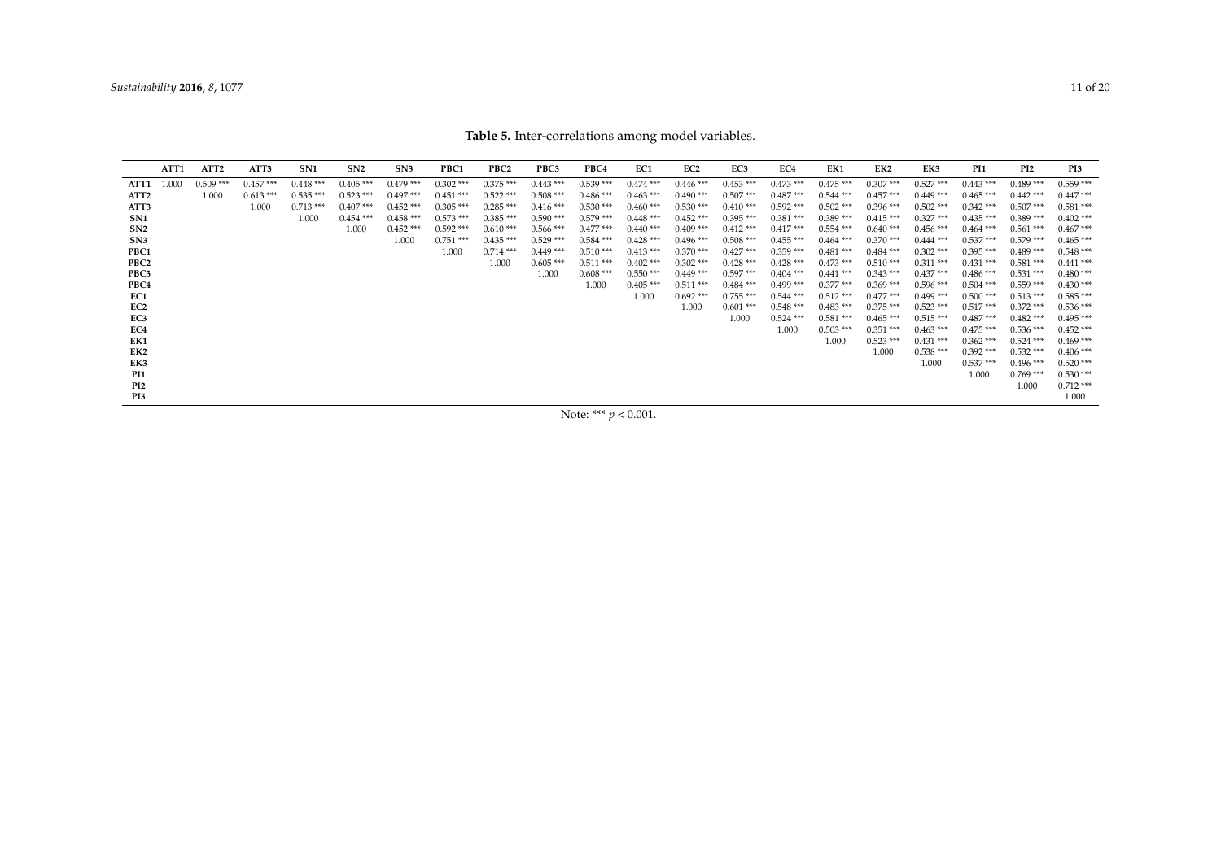**Table 5.** Inter-correlations among model variables.

| | ATT1 | ATT2 | ATT3 | SN1 | SN2 | SN3 | PBC1 | PBC2 | PBC3 | PBC4 | EC1 | EC2 | EC3 | EC4 | EK1 | EK2 | EK3 | PI1 | PI2 | PI3 |
|---|---|---|---|---|---|---|---|---|---|---|---|---|---|---|---|---|---|---|---|---|
| **ATT1** | 1.000 | 0.509 *** | 0.457 *** | 0.448 *** | 0.405 *** | 0.479 *** | 0.302 *** | 0.375 *** | 0.443 *** | 0.539 *** | 0.474 *** | 0.446 *** | 0.453 *** | 0.473 *** | 0.475 *** | 0.307 *** | 0.527 *** | 0.443 *** | 0.489 *** | 0.559 *** |
| **ATT2** | | 1.000 | 0.613 *** | 0.535 *** | 0.523 *** | 0.497 *** | 0.451 *** | 0.522 *** | 0.508 *** | 0.486 *** | 0.463 *** | 0.490 *** | 0.507 *** | 0.487 *** | 0.544 *** | 0.457 *** | 0.449 *** | 0.465 *** | 0.442 *** | 0.447 *** |
| **ATT3** | | | 1.000 | 0.713 *** | 0.407 *** | 0.452 *** | 0.305 *** | 0.285 *** | 0.416 *** | 0.530 *** | 0.460 *** | 0.530 *** | 0.410 *** | 0.592 *** | 0.502 *** | 0.396 *** | 0.502 *** | 0.342 *** | 0.507 *** | 0.581 *** |
| **SN1** | | | | 1.000 | 0.454 *** | 0.458 *** | 0.573 *** | 0.385 *** | 0.590 *** | 0.579 *** | 0.448 *** | 0.452 *** | 0.395 *** | 0.381 *** | 0.389 *** | 0.415 *** | 0.327 *** | 0.435 *** | 0.389 *** | 0.402 *** |
| **SN2** | | | | | 1.000 | 0.452 *** | 0.592 *** | 0.610 *** | 0.566 *** | 0.477 *** | 0.440 *** | 0.409 *** | 0.412 *** | 0.417 *** | 0.554 *** | 0.640 *** | 0.456 *** | 0.464 *** | 0.561 *** | 0.467 *** |
| **SN3** | | | | | | 1.000 | 0.751 *** | 0.435 *** | 0.529 *** | 0.584 *** | 0.428 *** | 0.496 *** | 0.508 *** | 0.455 *** | 0.464 *** | 0.370 *** | 0.444 *** | 0.537 *** | 0.579 *** | 0.465 *** |
| **PBC1** | | | | | | | 1.000 | 0.714 *** | 0.449 *** | 0.510 *** | 0.413 *** | 0.370 *** | 0.427 *** | 0.359 *** | 0.481 *** | 0.484 *** | 0.302 *** | 0.395 *** | 0.489 *** | 0.548 *** |
| **PBC2** | | | | | | | | 1.000 | 0.605 *** | 0.511 *** | 0.402 *** | 0.302 *** | 0.428 *** | 0.428 *** | 0.473 *** | 0.510 *** | 0.311 *** | 0.431 *** | 0.581 *** | 0.441 *** |
| **PBC3** | | | | | | | | | 1.000 | 0.608 *** | 0.550 *** | 0.449 *** | 0.597 *** | 0.404 *** | 0.441 *** | 0.343 *** | 0.437 *** | 0.486 *** | 0.531 *** | 0.480 *** |
| **PBC4** | | | | | | | | | | 1.000 | 0.405 *** | 0.511 *** | 0.484 *** | 0.499 *** | 0.377 *** | 0.369 *** | 0.596 *** | 0.504 *** | 0.559 *** | 0.430 *** |
| **EC1** | | | | | | | | | | | 1.000 | 0.692 *** | 0.755 *** | 0.544 *** | 0.512 *** | 0.477 *** | 0.499 *** | 0.500 *** | 0.513 *** | 0.585 *** |
| **EC2** | | | | | | | | | | | | 1.000 | 0.601 *** | 0.548 *** | 0.483 *** | 0.375 *** | 0.523 *** | 0.517 *** | 0.372 *** | 0.536 *** |
| **EC3** | | | | | | | | | | | | | 1.000 | 0.524 *** | 0.581 *** | 0.465 *** | 0.515 *** | 0.487 *** | 0.482 *** | 0.495 *** |
| **EC4** | | | | | | | | | | | | | | 1.000 | 0.503 *** | 0.351 *** | 0.463 *** | 0.475 *** | 0.536 *** | 0.452 *** |
| **EK1** | | | | | | | | | | | | | | | 1.000 | 0.523 *** | 0.431 *** | 0.362 *** | 0.524 *** | 0.469 *** |
| **EK2** | | | | | | | | | | | | | | | | 1.000 | 0.538 *** | 0.392 *** | 0.532 *** | 0.406 *** |
| **EK3** | | | | | | | | | | | | | | | | | 1.000 | 0.537 *** | 0.496 *** | 0.520 *** |
| **PI1** | | | | | | | | | | | | | | | | | | 1.000 | 0.769 *** | 0.530 *** |
| **PI2** | | | | | | | | | | | | | | | | | | | 1.000 | 0.712 *** |
| **PI3** | | | | | | | | | | | | | | | | | | | | 1.000 |

Note: *** $p < 0.001$.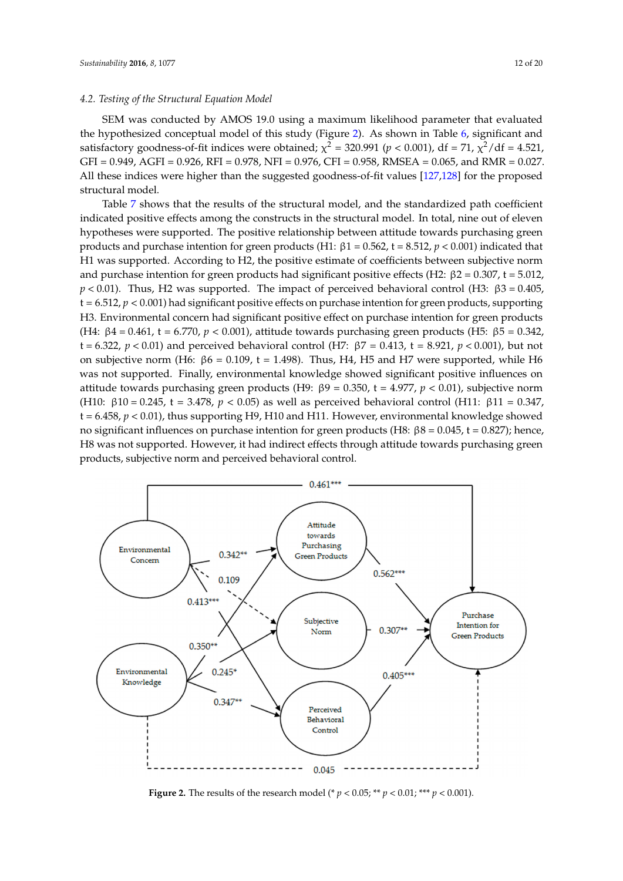### 4.2. Testing of the Structural Equation Model

SEM was conducted by AMOS 19.0 using a maximum likelihood parameter that evaluated the hypothesized conceptual model of this study (Figure 2). As shown in Table 6, significant and satisfactory goodness-of-fit indices were obtained; $\chi^2 = 320.991$ ($p < 0.001$), df = 71, $\chi^2/df = 4.521$, GFI = 0.949, AGFI = 0.926, RFI = 0.978, NFI = 0.976, CFI = 0.958, RMSEA = 0.065, and RMR = 0.027. All these indices were higher than the suggested goodness-of-fit values [127,128] for the proposed structural model.

Table 7 shows that the results of the structural model, and the standardized path coefficient indicated positive effects among the constructs in the structural model. In total, nine out of eleven hypotheses were supported. The positive relationship between attitude towards purchasing green products and purchase intention for green products (H1: $\beta1 = 0.562$, t = 8.512, $p < 0.001$) indicated that H1 was supported. According to H2, the positive estimate of coefficients between subjective norm and purchase intention for green products had significant positive effects (H2: $\beta2 = 0.307$, t = 5.012, $p < 0.01$). Thus, H2 was supported. The impact of perceived behavioral control (H3: $\beta3 = 0.405$, t = 6.512, $p < 0.001$) had significant positive effects on purchase intention for green products, supporting H3. Environmental concern had significant positive effect on purchase intention for green products (H4: $\beta4 = 0.461$, t = 6.770, $p < 0.001$), attitude towards purchasing green products (H5: $\beta5 = 0.342$, t = 6.322, $p < 0.01$) and perceived behavioral control (H7: $\beta7 = 0.413$, t = 8.921, $p < 0.001$), but not on subjective norm (H6: $\beta6 = 0.109$, t = 1.498). Thus, H4, H5 and H7 were supported, while H6 was not supported. Finally, environmental knowledge showed significant positive influences on attitude towards purchasing green products (H9: $\beta9 = 0.350$, t = 4.977, $p < 0.01$), subjective norm (H10: $\beta10 = 0.245$, t = 3.478, $p < 0.05$) as well as perceived behavioral control (H11: $\beta11 = 0.347$, t = 6.458, $p < 0.01$), thus supporting H9, H10 and H11. However, environmental knowledge showed no significant influences on purchase intention for green products (H8: $\beta8 = 0.045$, t = 0.827); hence, H8 was not supported. However, it had indirect effects through attitude towards purchasing green products, subjective norm and perceived behavioral control.

Environmental Concern
Environmental Knowledge
Attitude towards Purchasing Green Products
Subjective Norm
Perceived Behavioral Control
Purchase Intention for Green Products
0.461***
0.342**
0.109
0.413***
0.350**
0.245*
0.347**
0.562***
0.307**
0.405***
0.045

**Figure 2.** The results of the research model (* $p < 0.05$; ** $p < 0.01$; *** $p < 0.001$).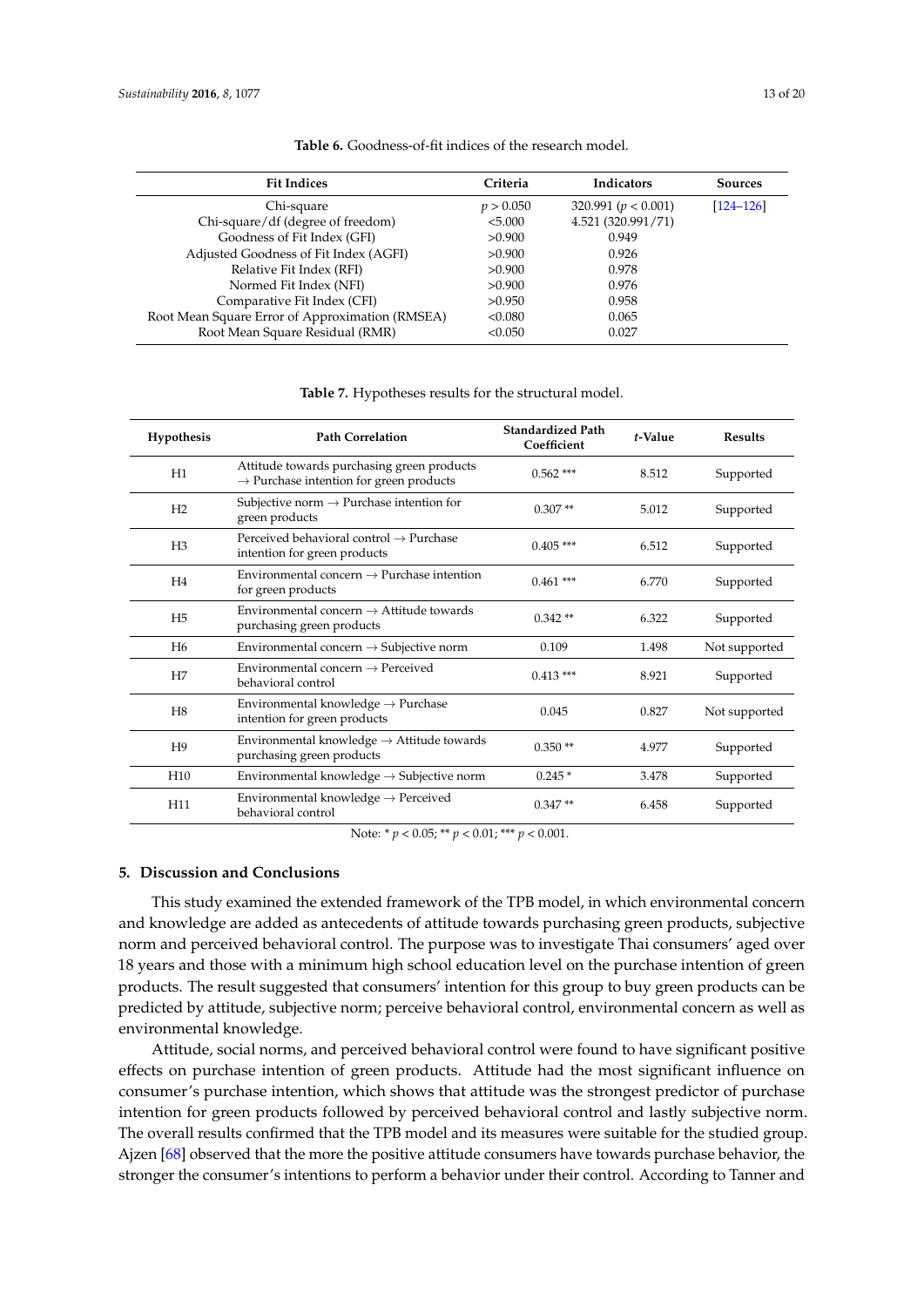**Table 6.** Goodness-of-fit indices of the research model.

| Fit Indices | Criteria | Indicators | Sources |
|---|---|---|---|
| Chi-square | $p > 0.050$ | 320.991 ($p < 0.001$) | [124–126] |
| Chi-square/df (degree of freedom) | <5.000 | 4.521 (320.991/71) | |
| Goodness of Fit Index (GFI) | >0.900 | 0.949 | |
| Adjusted Goodness of Fit Index (AGFI) | >0.900 | 0.926 | |
| Relative Fit Index (RFI) | >0.900 | 0.978 | |
| Normed Fit Index (NFI) | >0.900 | 0.976 | |
| Comparative Fit Index (CFI) | >0.950 | 0.958 | |
| Root Mean Square Error of Approximation (RMSEA) | <0.080 | 0.065 | |
| Root Mean Square Residual (RMR) | <0.050 | 0.027 | |

**Table 7.** Hypotheses results for the structural model.

| Hypothesis | Path Correlation | Standardized Path Coefficient | *t*-Value | Results |
|---|---|---|---|---|
| H1 | Attitude towards purchasing green products → Purchase intention for green products | 0.562 *** | 8.512 | Supported |
| H2 | Subjective norm → Purchase intention for green products | 0.307 ** | 5.012 | Supported |
| H3 | Perceived behavioral control → Purchase intention for green products | 0.405 *** | 6.512 | Supported |
| H4 | Environmental concern → Purchase intention for green products | 0.461 *** | 6.770 | Supported |
| H5 | Environmental concern → Attitude towards purchasing green products | 0.342 ** | 6.322 | Supported |
| H6 | Environmental concern → Subjective norm | 0.109 | 1.498 | Not supported |
| H7 | Environmental concern → Perceived behavioral control | 0.413 *** | 8.921 | Supported |
| H8 | Environmental knowledge → Purchase intention for green products | 0.045 | 0.827 | Not supported |
| H9 | Environmental knowledge → Attitude towards purchasing green products | 0.350 ** | 4.977 | Supported |
| H10 | Environmental knowledge → Subjective norm | 0.245 * | 3.478 | Supported |
| H11 | Environmental knowledge → Perceived behavioral control | 0.347 ** | 6.458 | Supported |

Note: * $p < 0.05$; ** $p < 0.01$; *** $p < 0.001$.

## 5. Discussion and Conclusions

This study examined the extended framework of the TPB model, in which environmental concern and knowledge are added as antecedents of attitude towards purchasing green products, subjective norm and perceived behavioral control. The purpose was to investigate Thai consumers' aged over 18 years and those with a minimum high school education level on the purchase intention of green products. The result suggested that consumers' intention for this group to buy green products can be predicted by attitude, subjective norm; perceive behavioral control, environmental concern as well as environmental knowledge.

Attitude, social norms, and perceived behavioral control were found to have significant positive effects on purchase intention of green products. Attitude had the most significant influence on consumer's purchase intention, which shows that attitude was the strongest predictor of purchase intention for green products followed by perceived behavioral control and lastly subjective norm. The overall results confirmed that the TPB model and its measures were suitable for the studied group. Ajzen [68] observed that the more the positive attitude consumers have towards purchase behavior, the stronger the consumer's intentions to perform a behavior under their control. According to Tanner and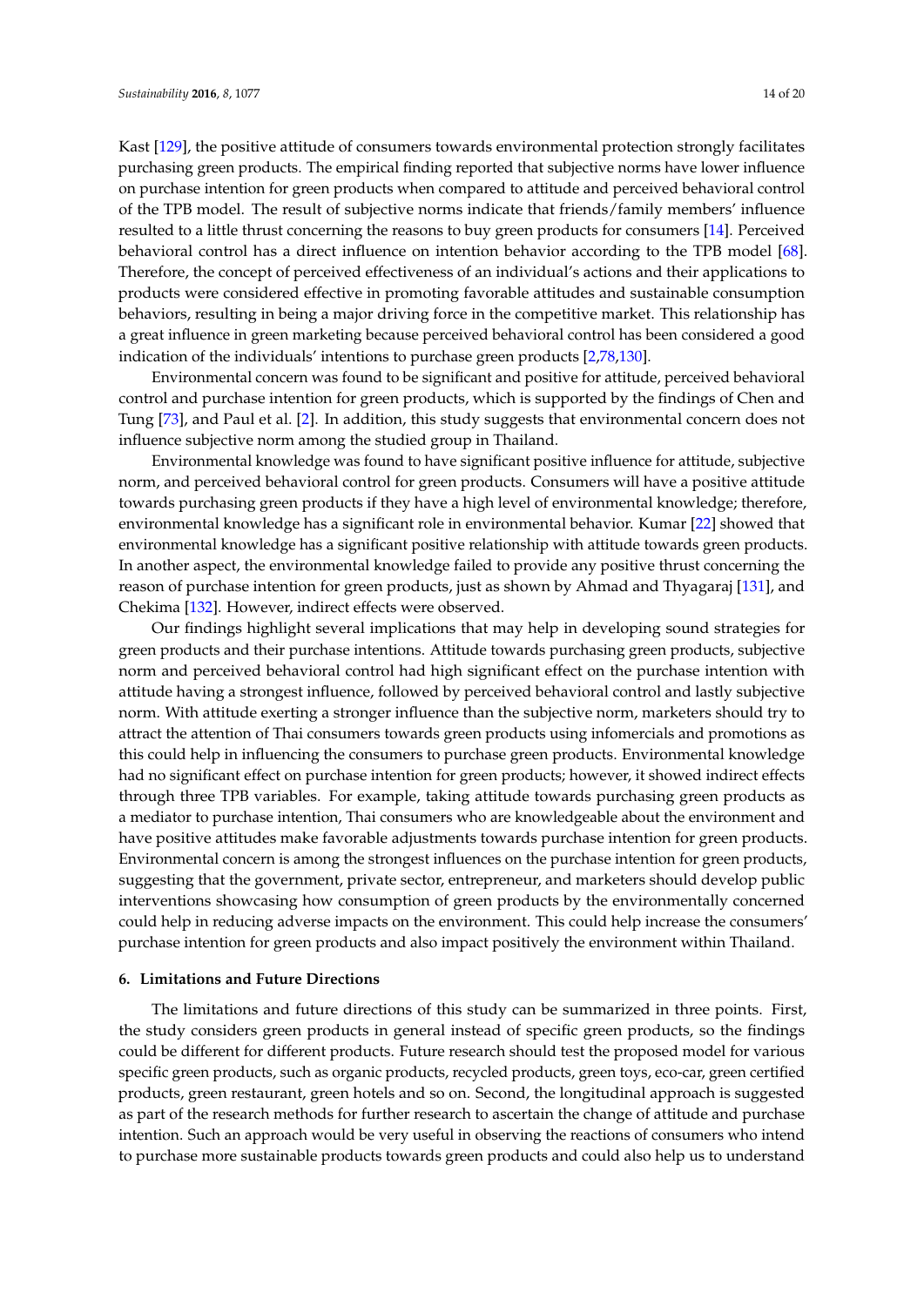Kast [129], the positive attitude of consumers towards environmental protection strongly facilitates purchasing green products. The empirical finding reported that subjective norms have lower influence on purchase intention for green products when compared to attitude and perceived behavioral control of the TPB model. The result of subjective norms indicate that friends/family members' influence resulted to a little thrust concerning the reasons to buy green products for consumers [14]. Perceived behavioral control has a direct influence on intention behavior according to the TPB model [68]. Therefore, the concept of perceived effectiveness of an individual's actions and their applications to products were considered effective in promoting favorable attitudes and sustainable consumption behaviors, resulting in being a major driving force in the competitive market. This relationship has a great influence in green marketing because perceived behavioral control has been considered a good indication of the individuals' intentions to purchase green products [2,78,130].

Environmental concern was found to be significant and positive for attitude, perceived behavioral control and purchase intention for green products, which is supported by the findings of Chen and Tung [73], and Paul et al. [2]. In addition, this study suggests that environmental concern does not influence subjective norm among the studied group in Thailand.

Environmental knowledge was found to have significant positive influence for attitude, subjective norm, and perceived behavioral control for green products. Consumers will have a positive attitude towards purchasing green products if they have a high level of environmental knowledge; therefore, environmental knowledge has a significant role in environmental behavior. Kumar [22] showed that environmental knowledge has a significant positive relationship with attitude towards green products. In another aspect, the environmental knowledge failed to provide any positive thrust concerning the reason of purchase intention for green products, just as shown by Ahmad and Thyagaraj [131], and Chekima [132]. However, indirect effects were observed.

Our findings highlight several implications that may help in developing sound strategies for green products and their purchase intentions. Attitude towards purchasing green products, subjective norm and perceived behavioral control had high significant effect on the purchase intention with attitude having a strongest influence, followed by perceived behavioral control and lastly subjective norm. With attitude exerting a stronger influence than the subjective norm, marketers should try to attract the attention of Thai consumers towards green products using infomercials and promotions as this could help in influencing the consumers to purchase green products. Environmental knowledge had no significant effect on purchase intention for green products; however, it showed indirect effects through three TPB variables. For example, taking attitude towards purchasing green products as a mediator to purchase intention, Thai consumers who are knowledgeable about the environment and have positive attitudes make favorable adjustments towards purchase intention for green products. Environmental concern is among the strongest influences on the purchase intention for green products, suggesting that the government, private sector, entrepreneur, and marketers should develop public interventions showcasing how consumption of green products by the environmentally concerned could help in reducing adverse impacts on the environment. This could help increase the consumers' purchase intention for green products and also impact positively the environment within Thailand.

## 6. Limitations and Future Directions

The limitations and future directions of this study can be summarized in three points. First, the study considers green products in general instead of specific green products, so the findings could be different for different products. Future research should test the proposed model for various specific green products, such as organic products, recycled products, green toys, eco-car, green certified products, green restaurant, green hotels and so on. Second, the longitudinal approach is suggested as part of the research methods for further research to ascertain the change of attitude and purchase intention. Such an approach would be very useful in observing the reactions of consumers who intend to purchase more sustainable products towards green products and could also help us to understand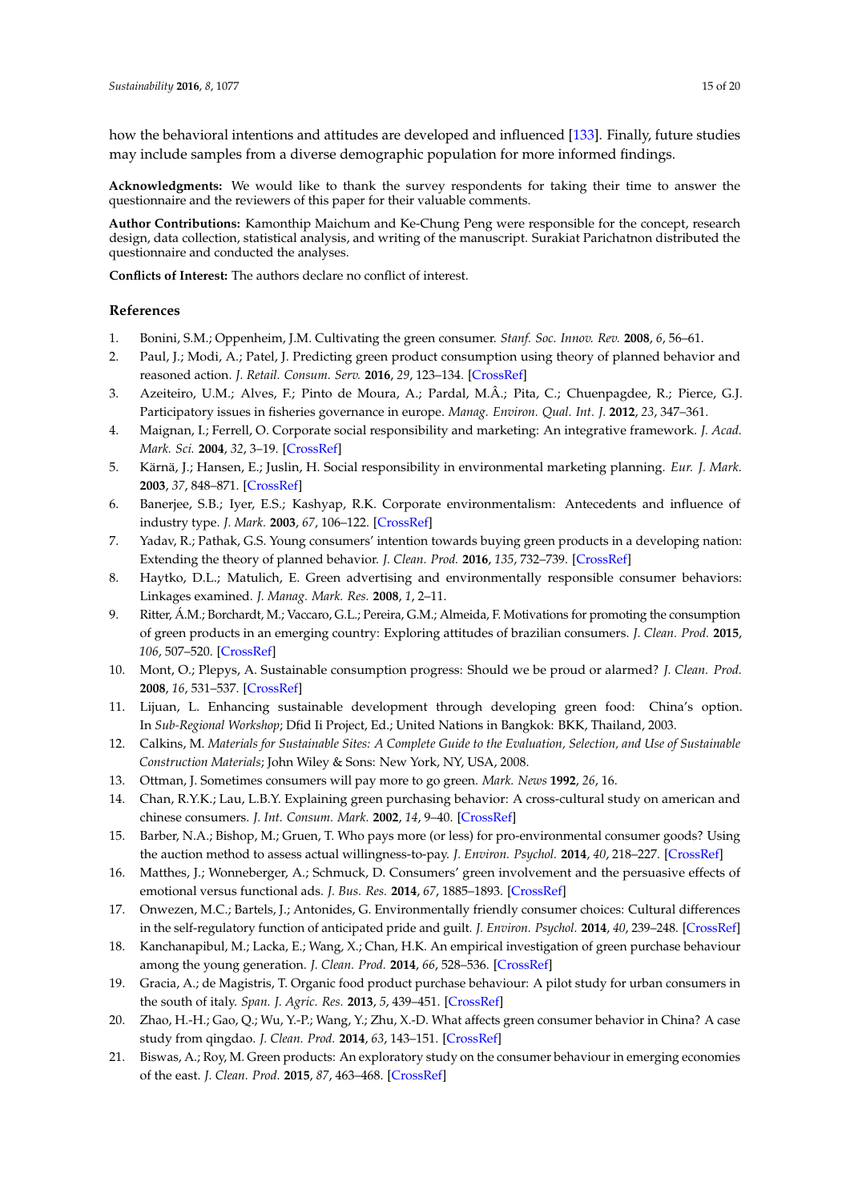how the behavioral intentions and attitudes are developed and influenced [133]. Finally, future studies may include samples from a diverse demographic population for more informed findings.

**Acknowledgments:** We would like to thank the survey respondents for taking their time to answer the questionnaire and the reviewers of this paper for their valuable comments.

**Author Contributions:** Kamonthip Maichum and Ke-Chung Peng were responsible for the concept, research design, data collection, statistical analysis, and writing of the manuscript. Surakiat Parichatnon distributed the questionnaire and conducted the analyses.

**Conflicts of Interest:** The authors declare no conflict of interest.

## References

1. Bonini, S.M.; Oppenheim, J.M. Cultivating the green consumer. *Stanf. Soc. Innov. Rev.* **2008**, *6*, 56–61.
2. Paul, J.; Modi, A.; Patel, J. Predicting green product consumption using theory of planned behavior and reasoned action. *J. Retail. Consum. Serv.* **2016**, *29*, 123–134. [CrossRef]
3. Azeiteiro, U.M.; Alves, F.; Pinto de Moura, A.; Pardal, M.Â.; Pita, C.; Chuenpagdee, R.; Pierce, G.J. Participatory issues in fisheries governance in europe. *Manag. Environ. Qual. Int. J.* **2012**, *23*, 347–361.
4. Maignan, I.; Ferrell, O. Corporate social responsibility and marketing: An integrative framework. *J. Acad. Mark. Sci.* **2004**, *32*, 3–19. [CrossRef]
5. Kärnä, J.; Hansen, E.; Juslin, H. Social responsibility in environmental marketing planning. *Eur. J. Mark.* **2003**, *37*, 848–871. [CrossRef]
6. Banerjee, S.B.; Iyer, E.S.; Kashyap, R.K. Corporate environmentalism: Antecedents and influence of industry type. *J. Mark.* **2003**, *67*, 106–122. [CrossRef]
7. Yadav, R.; Pathak, G.S. Young consumers' intention towards buying green products in a developing nation: Extending the theory of planned behavior. *J. Clean. Prod.* **2016**, *135*, 732–739. [CrossRef]
8. Haytko, D.L.; Matulich, E. Green advertising and environmentally responsible consumer behaviors: Linkages examined. *J. Manag. Mark. Res.* **2008**, *1*, 2–11.
9. Ritter, Á.M.; Borchardt, M.; Vaccaro, G.L.; Pereira, G.M.; Almeida, F. Motivations for promoting the consumption of green products in an emerging country: Exploring attitudes of brazilian consumers. *J. Clean. Prod.* **2015**, *106*, 507–520. [CrossRef]
10. Mont, O.; Plepys, A. Sustainable consumption progress: Should we be proud or alarmed? *J. Clean. Prod.* **2008**, *16*, 531–537. [CrossRef]
11. Lijuan, L. Enhancing sustainable development through developing green food: China's option. In *Sub-Regional Workshop*; Dfid Ii Project, Ed.; United Nations in Bangkok: BKK, Thailand, 2003.
12. Calkins, M. *Materials for Sustainable Sites: A Complete Guide to the Evaluation, Selection, and Use of Sustainable Construction Materials*; John Wiley & Sons: New York, NY, USA, 2008.
13. Ottman, J. Sometimes consumers will pay more to go green. *Mark. News* **1992**, *26*, 16.
14. Chan, R.Y.K.; Lau, L.B.Y. Explaining green purchasing behavior: A cross-cultural study on american and chinese consumers. *J. Int. Consum. Mark.* **2002**, *14*, 9–40. [CrossRef]
15. Barber, N.A.; Bishop, M.; Gruen, T. Who pays more (or less) for pro-environmental consumer goods? Using the auction method to assess actual willingness-to-pay. *J. Environ. Psychol.* **2014**, *40*, 218–227. [CrossRef]
16. Matthes, J.; Wonneberger, A.; Schmuck, D. Consumers' green involvement and the persuasive effects of emotional versus functional ads. *J. Bus. Res.* **2014**, *67*, 1885–1893. [CrossRef]
17. Onwezen, M.C.; Bartels, J.; Antonides, G. Environmentally friendly consumer choices: Cultural differences in the self-regulatory function of anticipated pride and guilt. *J. Environ. Psychol.* **2014**, *40*, 239–248. [CrossRef]
18. Kanchanapibul, M.; Lacka, E.; Wang, X.; Chan, H.K. An empirical investigation of green purchase behaviour among the young generation. *J. Clean. Prod.* **2014**, *66*, 528–536. [CrossRef]
19. Gracia, A.; de Magistris, T. Organic food product purchase behaviour: A pilot study for urban consumers in the south of italy. *Span. J. Agric. Res.* **2013**, *5*, 439–451. [CrossRef]
20. Zhao, H.-H.; Gao, Q.; Wu, Y.-P.; Wang, Y.; Zhu, X.-D. What affects green consumer behavior in China? A case study from qingdao. *J. Clean. Prod.* **2014**, *63*, 143–151. [CrossRef]
21. Biswas, A.; Roy, M. Green products: An exploratory study on the consumer behaviour in emerging economies of the east. *J. Clean. Prod.* **2015**, *87*, 463–468. [CrossRef]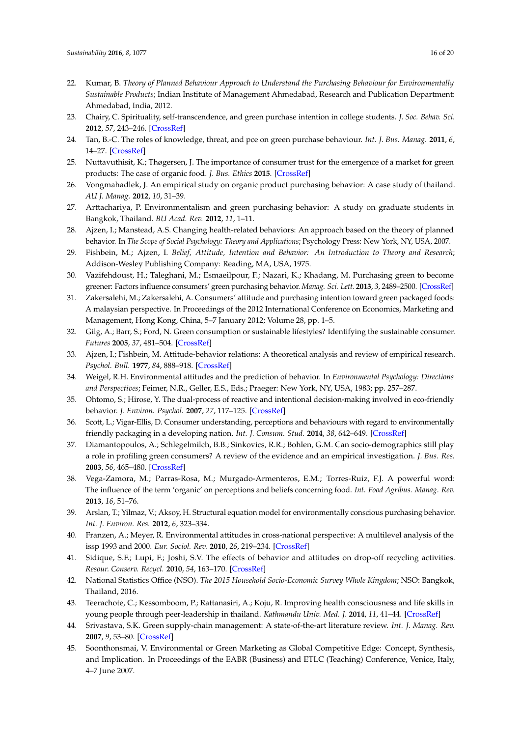22. Kumar, B. *Theory of Planned Behaviour Approach to Understand the Purchasing Behaviour for Environmentally Sustainable Products*; Indian Institute of Management Ahmedabad, Research and Publication Department: Ahmedabad, India, 2012.
23. Chairy, C. Spirituality, self-transcendence, and green purchase intention in college students. *J. Soc. Behav. Sci.* **2012**, *57*, 243–246. [CrossRef]
24. Tan, B.-C. The roles of knowledge, threat, and pce on green purchase behaviour. *Int. J. Bus. Manag.* **2011**, *6*, 14–27. [CrossRef]
25. Nuttavuthisit, K.; Thøgersen, J. The importance of consumer trust for the emergence of a market for green products: The case of organic food. *J. Bus. Ethics* **2015**. [CrossRef]
26. Vongmahadlek, J. An empirical study on organic product purchasing behavior: A case study of thailand. *AU J. Manag.* **2012**, *10*, 31–39.
27. Arttachariya, P. Environmentalism and green purchasing behavior: A study on graduate students in Bangkok, Thailand. *BU Acad. Rev.* **2012**, *11*, 1–11.
28. Ajzen, I.; Manstead, A.S. Changing health-related behaviors: An approach based on the theory of planned behavior. In *The Scope of Social Psychology: Theory and Applications*; Psychology Press: New York, NY, USA, 2007.
29. Fishbein, M.; Ajzen, I. *Belief, Attitude, Intention and Behavior: An Introduction to Theory and Research*; Addison-Wesley Publishing Company: Reading, MA, USA, 1975.
30. Vazifehdoust, H.; Taleghani, M.; Esmaeilpour, F.; Nazari, K.; Khadang, M. Purchasing green to become greener: Factors influence consumers' green purchasing behavior. *Manag. Sci. Lett.* **2013**, *3*, 2489–2500. [CrossRef]
31. Zakersalehi, M.; Zakersalehi, A. Consumers' attitude and purchasing intention toward green packaged foods: A malaysian perspective. In Proceedings of the 2012 International Conference on Economics, Marketing and Management, Hong Kong, China, 5–7 January 2012; Volume 28, pp. 1–5.
32. Gilg, A.; Barr, S.; Ford, N. Green consumption or sustainable lifestyles? Identifying the sustainable consumer. *Futures* **2005**, *37*, 481–504. [CrossRef]
33. Ajzen, I.; Fishbein, M. Attitude-behavior relations: A theoretical analysis and review of empirical research. *Psychol. Bull.* **1977**, *84*, 888–918. [CrossRef]
34. Weigel, R.H. Environmental attitudes and the prediction of behavior. In *Environmental Psychology: Directions and Perspectives*; Feimer, N.R., Geller, E.S., Eds.; Praeger: New York, NY, USA, 1983; pp. 257–287.
35. Ohtomo, S.; Hirose, Y. The dual-process of reactive and intentional decision-making involved in eco-friendly behavior. *J. Environ. Psychol.* **2007**, *27*, 117–125. [CrossRef]
36. Scott, L.; Vigar-Ellis, D. Consumer understanding, perceptions and behaviours with regard to environmentally friendly packaging in a developing nation. *Int. J. Consum. Stud.* **2014**, *38*, 642–649. [CrossRef]
37. Diamantopoulos, A.; Schlegelmilch, B.B.; Sinkovics, R.R.; Bohlen, G.M. Can socio-demographics still play a role in profiling green consumers? A review of the evidence and an empirical investigation. *J. Bus. Res.* **2003**, *56*, 465–480. [CrossRef]
38. Vega-Zamora, M.; Parras-Rosa, M.; Murgado-Armenteros, E.M.; Torres-Ruiz, F.J. A powerful word: The influence of the term 'organic' on perceptions and beliefs concerning food. *Int. Food Agribus. Manag. Rev.* **2013**, *16*, 51–76.
39. Arslan, T.; Yilmaz, V.; Aksoy, H. Structural equation model for environmentally conscious purchasing behavior. *Int. J. Environ. Res.* **2012**, *6*, 323–334.
40. Franzen, A.; Meyer, R. Environmental attitudes in cross-national perspective: A multilevel analysis of the issp 1993 and 2000. *Eur. Sociol. Rev.* **2010**, *26*, 219–234. [CrossRef]
41. Sidique, S.F.; Lupi, F.; Joshi, S.V. The effects of behavior and attitudes on drop-off recycling activities. *Resour. Conserv. Recycl.* **2010**, *54*, 163–170. [CrossRef]
42. National Statistics Office (NSO). *The 2015 Household Socio-Economic Survey Whole Kingdom*; NSO: Bangkok, Thailand, 2016.
43. Teerachote, C.; Kessomboom, P.; Rattanasiri, A.; Koju, R. Improving health consciousness and life skills in young people through peer-leadership in thailand. *Kathmandu Univ. Med. J.* **2014**, *11*, 41–44. [CrossRef]
44. Srivastava, S.K. Green supply-chain management: A state-of-the-art literature review. *Int. J. Manag. Rev.* **2007**, *9*, 53–80. [CrossRef]
45. Soonthonsmai, V. Environmental or Green Marketing as Global Competitive Edge: Concept, Synthesis, and Implication. In Proceedings of the EABR (Business) and ETLC (Teaching) Conference, Venice, Italy, 4–7 June 2007.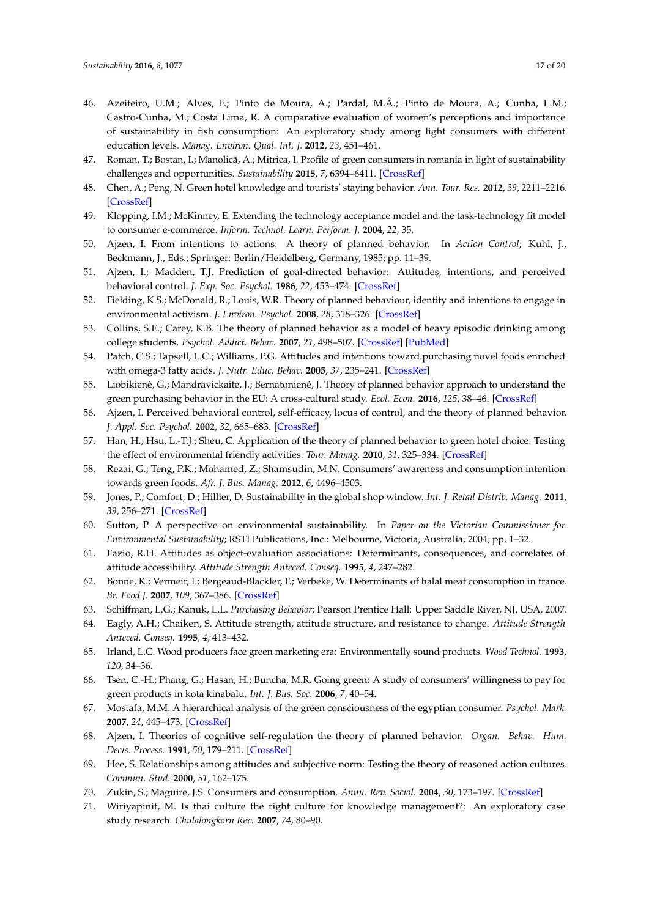46. Azeiteiro, U.M.; Alves, F.; Pinto de Moura, A.; Pardal, M.Â.; Pinto de Moura, A.; Cunha, L.M.; Castro-Cunha, M.; Costa Lima, R. A comparative evaluation of women's perceptions and importance of sustainability in fish consumption: An exploratory study among light consumers with different education levels. *Manag. Environ. Qual. Int. J.* **2012**, *23*, 451–461.
47. Roman, T.; Bostan, I.; Manolică, A.; Mitrica, I. Profile of green consumers in romania in light of sustainability challenges and opportunities. *Sustainability* **2015**, *7*, 6394–6411. [CrossRef]
48. Chen, A.; Peng, N. Green hotel knowledge and tourists' staying behavior. *Ann. Tour. Res.* **2012**, *39*, 2211–2216. [CrossRef]
49. Klopping, I.M.; McKinney, E. Extending the technology acceptance model and the task-technology fit model to consumer e-commerce. *Inform. Technol. Learn. Perform. J.* **2004**, *22*, 35.
50. Ajzen, I. From intentions to actions: A theory of planned behavior. In *Action Control*; Kuhl, J., Beckmann, J., Eds.; Springer: Berlin/Heidelberg, Germany, 1985; pp. 11–39.
51. Ajzen, I.; Madden, T.J. Prediction of goal-directed behavior: Attitudes, intentions, and perceived behavioral control. *J. Exp. Soc. Psychol.* **1986**, *22*, 453–474. [CrossRef]
52. Fielding, K.S.; McDonald, R.; Louis, W.R. Theory of planned behaviour, identity and intentions to engage in environmental activism. *J. Environ. Psychol.* **2008**, *28*, 318–326. [CrossRef]
53. Collins, S.E.; Carey, K.B. The theory of planned behavior as a model of heavy episodic drinking among college students. *Psychol. Addict. Behav.* **2007**, *21*, 498–507. [CrossRef] [PubMed]
54. Patch, C.S.; Tapsell, L.C.; Williams, P.G. Attitudes and intentions toward purchasing novel foods enriched with omega-3 fatty acids. *J. Nutr. Educ. Behav.* **2005**, *37*, 235–241. [CrossRef]
55. Liobikienė, G.; Mandravickaitė, J.; Bernatonienė, J. Theory of planned behavior approach to understand the green purchasing behavior in the EU: A cross-cultural study. *Ecol. Econ.* **2016**, *125*, 38–46. [CrossRef]
56. Ajzen, I. Perceived behavioral control, self-efficacy, locus of control, and the theory of planned behavior. *J. Appl. Soc. Psychol.* **2002**, *32*, 665–683. [CrossRef]
57. Han, H.; Hsu, L.-T.J.; Sheu, C. Application of the theory of planned behavior to green hotel choice: Testing the effect of environmental friendly activities. *Tour. Manag.* **2010**, *31*, 325–334. [CrossRef]
58. Rezai, G.; Teng, P.K.; Mohamed, Z.; Shamsudin, M.N. Consumers' awareness and consumption intention towards green foods. *Afr. J. Bus. Manag.* **2012**, *6*, 4496–4503.
59. Jones, P.; Comfort, D.; Hillier, D. Sustainability in the global shop window. *Int. J. Retail Distrib. Manag.* **2011**, *39*, 256–271. [CrossRef]
60. Sutton, P. A perspective on environmental sustainability. In *Paper on the Victorian Commissioner for Environmental Sustainability*; RSTI Publications, Inc.: Melbourne, Victoria, Australia, 2004; pp. 1–32.
61. Fazio, R.H. Attitudes as object-evaluation associations: Determinants, consequences, and correlates of attitude accessibility. *Attitude Strength Anteced. Conseq.* **1995**, *4*, 247–282.
62. Bonne, K.; Vermeir, I.; Bergeaud-Blackler, F.; Verbeke, W. Determinants of halal meat consumption in france. *Br. Food J.* **2007**, *109*, 367–386. [CrossRef]
63. Schiffman, L.G.; Kanuk, L.L. *Purchasing Behavior*; Pearson Prentice Hall: Upper Saddle River, NJ, USA, 2007.
64. Eagly, A.H.; Chaiken, S. Attitude strength, attitude structure, and resistance to change. *Attitude Strength Anteced. Conseq.* **1995**, *4*, 413–432.
65. Irland, L.C. Wood producers face green marketing era: Environmentally sound products. *Wood Technol.* **1993**, *120*, 34–36.
66. Tsen, C.-H.; Phang, G.; Hasan, H.; Buncha, M.R. Going green: A study of consumers' willingness to pay for green products in kota kinabalu. *Int. J. Bus. Soc.* **2006**, *7*, 40–54.
67. Mostafa, M.M. A hierarchical analysis of the green consciousness of the egyptian consumer. *Psychol. Mark.* **2007**, *24*, 445–473. [CrossRef]
68. Ajzen, I. Theories of cognitive self-regulation the theory of planned behavior. *Organ. Behav. Hum. Decis. Process.* **1991**, *50*, 179–211. [CrossRef]
69. Hee, S. Relationships among attitudes and subjective norm: Testing the theory of reasoned action cultures. *Commun. Stud.* **2000**, *51*, 162–175.
70. Zukin, S.; Maguire, J.S. Consumers and consumption. *Annu. Rev. Sociol.* **2004**, *30*, 173–197. [CrossRef]
71. Wiriyapinit, M. Is thai culture the right culture for knowledge management?: An exploratory case study research. *Chulalongkorn Rev.* **2007**, *74*, 80–90.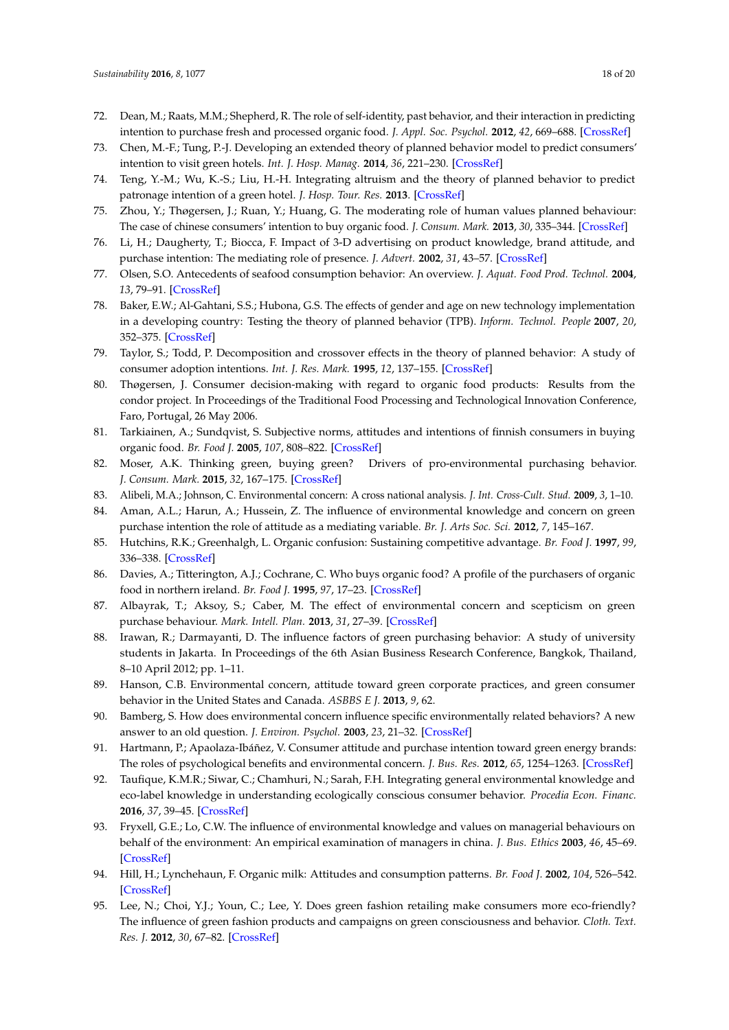72. Dean, M.; Raats, M.M.; Shepherd, R. The role of self-identity, past behavior, and their interaction in predicting intention to purchase fresh and processed organic food. *J. Appl. Soc. Psychol.* **2012**, *42*, 669–688. [CrossRef]
73. Chen, M.-F.; Tung, P.-J. Developing an extended theory of planned behavior model to predict consumers' intention to visit green hotels. *Int. J. Hosp. Manag.* **2014**, *36*, 221–230. [CrossRef]
74. Teng, Y.-M.; Wu, K.-S.; Liu, H.-H. Integrating altruism and the theory of planned behavior to predict patronage intention of a green hotel. *J. Hosp. Tour. Res.* **2013**. [CrossRef]
75. Zhou, Y.; Thøgersen, J.; Ruan, Y.; Huang, G. The moderating role of human values planned behaviour: The case of chinese consumers' intention to buy organic food. *J. Consum. Mark.* **2013**, *30*, 335–344. [CrossRef]
76. Li, H.; Daugherty, T.; Biocca, F. Impact of 3-D advertising on product knowledge, brand attitude, and purchase intention: The mediating role of presence. *J. Advert.* **2002**, *31*, 43–57. [CrossRef]
77. Olsen, S.O. Antecedents of seafood consumption behavior: An overview. *J. Aquat. Food Prod. Technol.* **2004**, *13*, 79–91. [CrossRef]
78. Baker, E.W.; Al-Gahtani, S.S.; Hubona, G.S. The effects of gender and age on new technology implementation in a developing country: Testing the theory of planned behavior (TPB). *Inform. Technol. People* **2007**, *20*, 352–375. [CrossRef]
79. Taylor, S.; Todd, P. Decomposition and crossover effects in the theory of planned behavior: A study of consumer adoption intentions. *Int. J. Res. Mark.* **1995**, *12*, 137–155. [CrossRef]
80. Thøgersen, J. Consumer decision-making with regard to organic food products: Results from the condor project. In Proceedings of the Traditional Food Processing and Technological Innovation Conference, Faro, Portugal, 26 May 2006.
81. Tarkiainen, A.; Sundqvist, S. Subjective norms, attitudes and intentions of finnish consumers in buying organic food. *Br. Food J.* **2005**, *107*, 808–822. [CrossRef]
82. Moser, A.K. Thinking green, buying green? Drivers of pro-environmental purchasing behavior. *J. Consum. Mark.* **2015**, *32*, 167–175. [CrossRef]
83. Alibeli, M.A.; Johnson, C. Environmental concern: A cross national analysis. *J. Int. Cross-Cult. Stud.* **2009**, *3*, 1–10.
84. Aman, A.L.; Harun, A.; Hussein, Z. The influence of environmental knowledge and concern on green purchase intention the role of attitude as a mediating variable. *Br. J. Arts Soc. Sci.* **2012**, *7*, 145–167.
85. Hutchins, R.K.; Greenhalgh, L. Organic confusion: Sustaining competitive advantage. *Br. Food J.* **1997**, *99*, 336–338. [CrossRef]
86. Davies, A.; Titterington, A.J.; Cochrane, C. Who buys organic food? A profile of the purchasers of organic food in northern ireland. *Br. Food J.* **1995**, *97*, 17–23. [CrossRef]
87. Albayrak, T.; Aksoy, S.; Caber, M. The effect of environmental concern and scepticism on green purchase behaviour. *Mark. Intell. Plan.* **2013**, *31*, 27–39. [CrossRef]
88. Irawan, R.; Darmayanti, D. The influence factors of green purchasing behavior: A study of university students in Jakarta. In Proceedings of the 6th Asian Business Research Conference, Bangkok, Thailand, 8–10 April 2012; pp. 1–11.
89. Hanson, C.B. Environmental concern, attitude toward green corporate practices, and green consumer behavior in the United States and Canada. *ASBBS E J.* **2013**, *9*, 62.
90. Bamberg, S. How does environmental concern influence specific environmentally related behaviors? A new answer to an old question. *J. Environ. Psychol.* **2003**, *23*, 21–32. [CrossRef]
91. Hartmann, P.; Apaolaza-Ibáñez, V. Consumer attitude and purchase intention toward green energy brands: The roles of psychological benefits and environmental concern. *J. Bus. Res.* **2012**, *65*, 1254–1263. [CrossRef]
92. Taufique, K.M.R.; Siwar, C.; Chamhuri, N.; Sarah, F.H. Integrating general environmental knowledge and eco-label knowledge in understanding ecologically conscious consumer behavior. *Procedia Econ. Financ.* **2016**, *37*, 39–45. [CrossRef]
93. Fryxell, G.E.; Lo, C.W. The influence of environmental knowledge and values on managerial behaviours on behalf of the environment: An empirical examination of managers in china. *J. Bus. Ethics* **2003**, *46*, 45–69. [CrossRef]
94. Hill, H.; Lynchehaun, F. Organic milk: Attitudes and consumption patterns. *Br. Food J.* **2002**, *104*, 526–542. [CrossRef]
95. Lee, N.; Choi, Y.J.; Youn, C.; Lee, Y. Does green fashion retailing make consumers more eco-friendly? The influence of green fashion products and campaigns on green consciousness and behavior. *Cloth. Text. Res. J.* **2012**, *30*, 67–82. [CrossRef]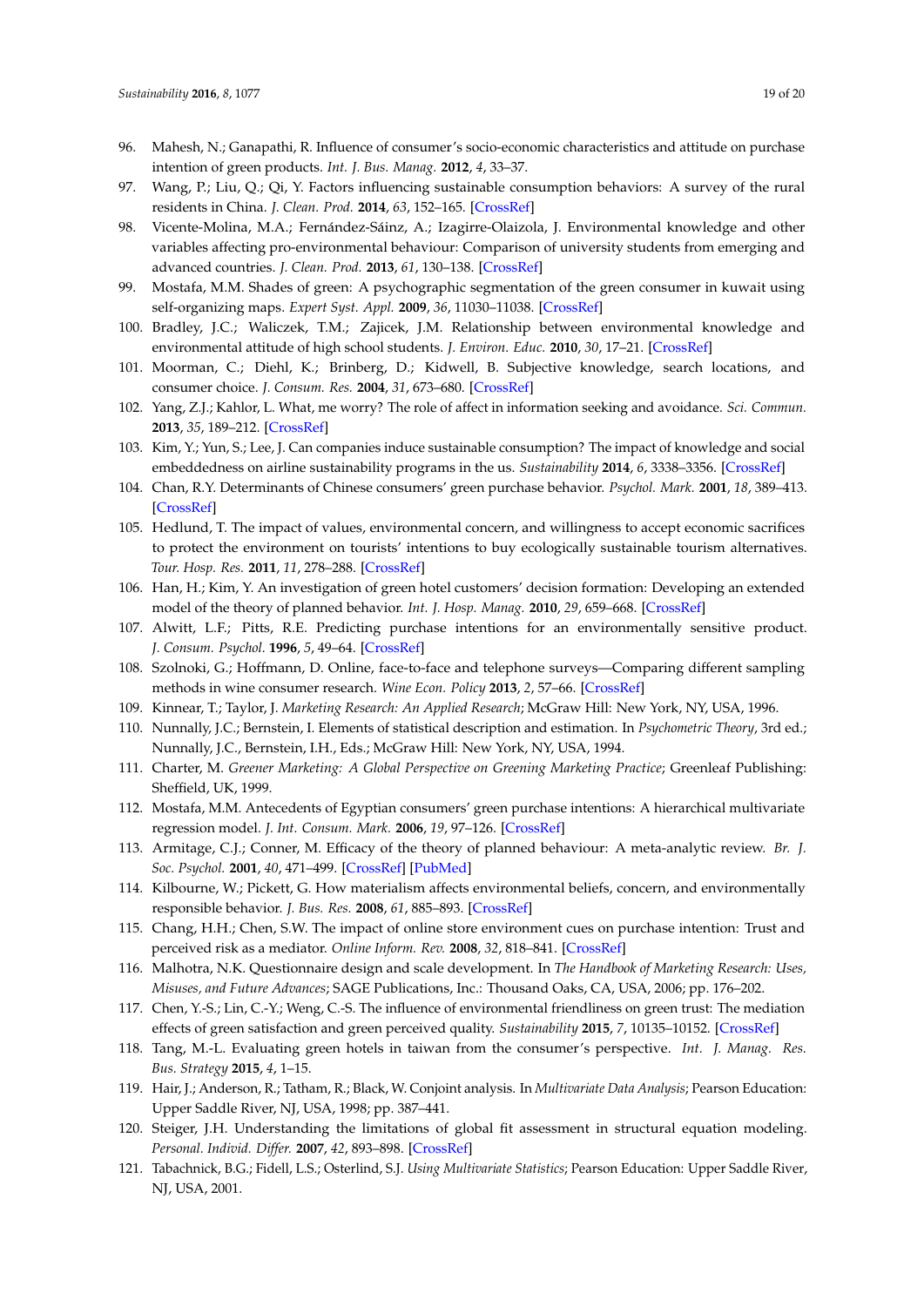96. Mahesh, N.; Ganapathi, R. Influence of consumer's socio-economic characteristics and attitude on purchase intention of green products. *Int. J. Bus. Manag.* **2012**, *4*, 33–37.
97. Wang, P.; Liu, Q.; Qi, Y. Factors influencing sustainable consumption behaviors: A survey of the rural residents in China. *J. Clean. Prod.* **2014**, *63*, 152–165. [CrossRef]
98. Vicente-Molina, M.A.; Fernández-Sáinz, A.; Izagirre-Olaizola, J. Environmental knowledge and other variables affecting pro-environmental behaviour: Comparison of university students from emerging and advanced countries. *J. Clean. Prod.* **2013**, *61*, 130–138. [CrossRef]
99. Mostafa, M.M. Shades of green: A psychographic segmentation of the green consumer in kuwait using self-organizing maps. *Expert Syst. Appl.* **2009**, *36*, 11030–11038. [CrossRef]
100. Bradley, J.C.; Waliczek, T.M.; Zajicek, J.M. Relationship between environmental knowledge and environmental attitude of high school students. *J. Environ. Educ.* **2010**, *30*, 17–21. [CrossRef]
101. Moorman, C.; Diehl, K.; Brinberg, D.; Kidwell, B. Subjective knowledge, search locations, and consumer choice. *J. Consum. Res.* **2004**, *31*, 673–680. [CrossRef]
102. Yang, Z.J.; Kahlor, L. What, me worry? The role of affect in information seeking and avoidance. *Sci. Commun.* **2013**, *35*, 189–212. [CrossRef]
103. Kim, Y.; Yun, S.; Lee, J. Can companies induce sustainable consumption? The impact of knowledge and social embeddedness on airline sustainability programs in the us. *Sustainability* **2014**, *6*, 3338–3356. [CrossRef]
104. Chan, R.Y. Determinants of Chinese consumers' green purchase behavior. *Psychol. Mark.* **2001**, *18*, 389–413. [CrossRef]
105. Hedlund, T. The impact of values, environmental concern, and willingness to accept economic sacrifices to protect the environment on tourists' intentions to buy ecologically sustainable tourism alternatives. *Tour. Hosp. Res.* **2011**, *11*, 278–288. [CrossRef]
106. Han, H.; Kim, Y. An investigation of green hotel customers' decision formation: Developing an extended model of the theory of planned behavior. *Int. J. Hosp. Manag.* **2010**, *29*, 659–668. [CrossRef]
107. Alwitt, L.F.; Pitts, R.E. Predicting purchase intentions for an environmentally sensitive product. *J. Consum. Psychol.* **1996**, *5*, 49–64. [CrossRef]
108. Szolnoki, G.; Hoffmann, D. Online, face-to-face and telephone surveys—Comparing different sampling methods in wine consumer research. *Wine Econ. Policy* **2013**, *2*, 57–66. [CrossRef]
109. Kinnear, T.; Taylor, J. *Marketing Research: An Applied Research*; McGraw Hill: New York, NY, USA, 1996.
110. Nunnally, J.C.; Bernstein, I. Elements of statistical description and estimation. In *Psychometric Theory*, 3rd ed.; Nunnally, J.C., Bernstein, I.H., Eds.; McGraw Hill: New York, NY, USA, 1994.
111. Charter, M. *Greener Marketing: A Global Perspective on Greening Marketing Practice*; Greenleaf Publishing: Sheffield, UK, 1999.
112. Mostafa, M.M. Antecedents of Egyptian consumers' green purchase intentions: A hierarchical multivariate regression model. *J. Int. Consum. Mark.* **2006**, *19*, 97–126. [CrossRef]
113. Armitage, C.J.; Conner, M. Efficacy of the theory of planned behaviour: A meta-analytic review. *Br. J. Soc. Psychol.* **2001**, *40*, 471–499. [CrossRef] [PubMed]
114. Kilbourne, W.; Pickett, G. How materialism affects environmental beliefs, concern, and environmentally responsible behavior. *J. Bus. Res.* **2008**, *61*, 885–893. [CrossRef]
115. Chang, H.H.; Chen, S.W. The impact of online store environment cues on purchase intention: Trust and perceived risk as a mediator. *Online Inform. Rev.* **2008**, *32*, 818–841. [CrossRef]
116. Malhotra, N.K. Questionnaire design and scale development. In *The Handbook of Marketing Research: Uses, Misuses, and Future Advances*; SAGE Publications, Inc.: Thousand Oaks, CA, USA, 2006; pp. 176–202.
117. Chen, Y.-S.; Lin, C.-Y.; Weng, C.-S. The influence of environmental friendliness on green trust: The mediation effects of green satisfaction and green perceived quality. *Sustainability* **2015**, *7*, 10135–10152. [CrossRef]
118. Tang, M.-L. Evaluating green hotels in taiwan from the consumer's perspective. *Int. J. Manag. Res. Bus. Strategy* **2015**, *4*, 1–15.
119. Hair, J.; Anderson, R.; Tatham, R.; Black, W. Conjoint analysis. In *Multivariate Data Analysis*; Pearson Education: Upper Saddle River, NJ, USA, 1998; pp. 387–441.
120. Steiger, J.H. Understanding the limitations of global fit assessment in structural equation modeling. *Personal. Individ. Differ.* **2007**, *42*, 893–898. [CrossRef]
121. Tabachnick, B.G.; Fidell, L.S.; Osterlind, S.J. *Using Multivariate Statistics*; Pearson Education: Upper Saddle River, NJ, USA, 2001.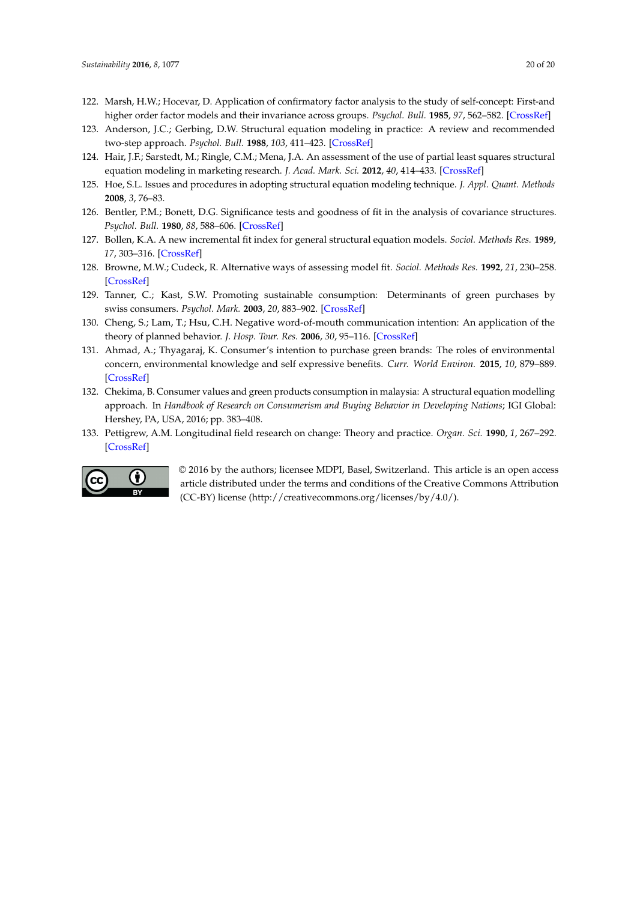122. Marsh, H.W.; Hocevar, D. Application of confirmatory factor analysis to the study of self-concept: First-and higher order factor models and their invariance across groups. *Psychol. Bull.* **1985**, *97*, 562–582. [CrossRef]
123. Anderson, J.C.; Gerbing, D.W. Structural equation modeling in practice: A review and recommended two-step approach. *Psychol. Bull.* **1988**, *103*, 411–423. [CrossRef]
124. Hair, J.F.; Sarstedt, M.; Ringle, C.M.; Mena, J.A. An assessment of the use of partial least squares structural equation modeling in marketing research. *J. Acad. Mark. Sci.* **2012**, *40*, 414–433. [CrossRef]
125. Hoe, S.L. Issues and procedures in adopting structural equation modeling technique. *J. Appl. Quant. Methods* **2008**, *3*, 76–83.
126. Bentler, P.M.; Bonett, D.G. Significance tests and goodness of fit in the analysis of covariance structures. *Psychol. Bull.* **1980**, *88*, 588–606. [CrossRef]
127. Bollen, K.A. A new incremental fit index for general structural equation models. *Sociol. Methods Res.* **1989**, *17*, 303–316. [CrossRef]
128. Browne, M.W.; Cudeck, R. Alternative ways of assessing model fit. *Sociol. Methods Res.* **1992**, *21*, 230–258. [CrossRef]
129. Tanner, C.; Kast, S.W. Promoting sustainable consumption: Determinants of green purchases by swiss consumers. *Psychol. Mark.* **2003**, *20*, 883–902. [CrossRef]
130. Cheng, S.; Lam, T.; Hsu, C.H. Negative word-of-mouth communication intention: An application of the theory of planned behavior. *J. Hosp. Tour. Res.* **2006**, *30*, 95–116. [CrossRef]
131. Ahmad, A.; Thyagaraj, K. Consumer's intention to purchase green brands: The roles of environmental concern, environmental knowledge and self expressive benefits. *Curr. World Environ.* **2015**, *10*, 879–889. [CrossRef]
132. Chekima, B. Consumer values and green products consumption in malaysia: A structural equation modelling approach. In *Handbook of Research on Consumerism and Buying Behavior in Developing Nations*; IGI Global: Hershey, PA, USA, 2016; pp. 383–408.
133. Pettigrew, A.M. Longitudinal field research on change: Theory and practice. *Organ. Sci.* **1990**, *1*, 267–292. [CrossRef]

© 2016 by the authors; licensee MDPI, Basel, Switzerland. This article is an open access article distributed under the terms and conditions of the Creative Commons Attribution (CC-BY) license (http://creativecommons.org/licenses/by/4.0/).